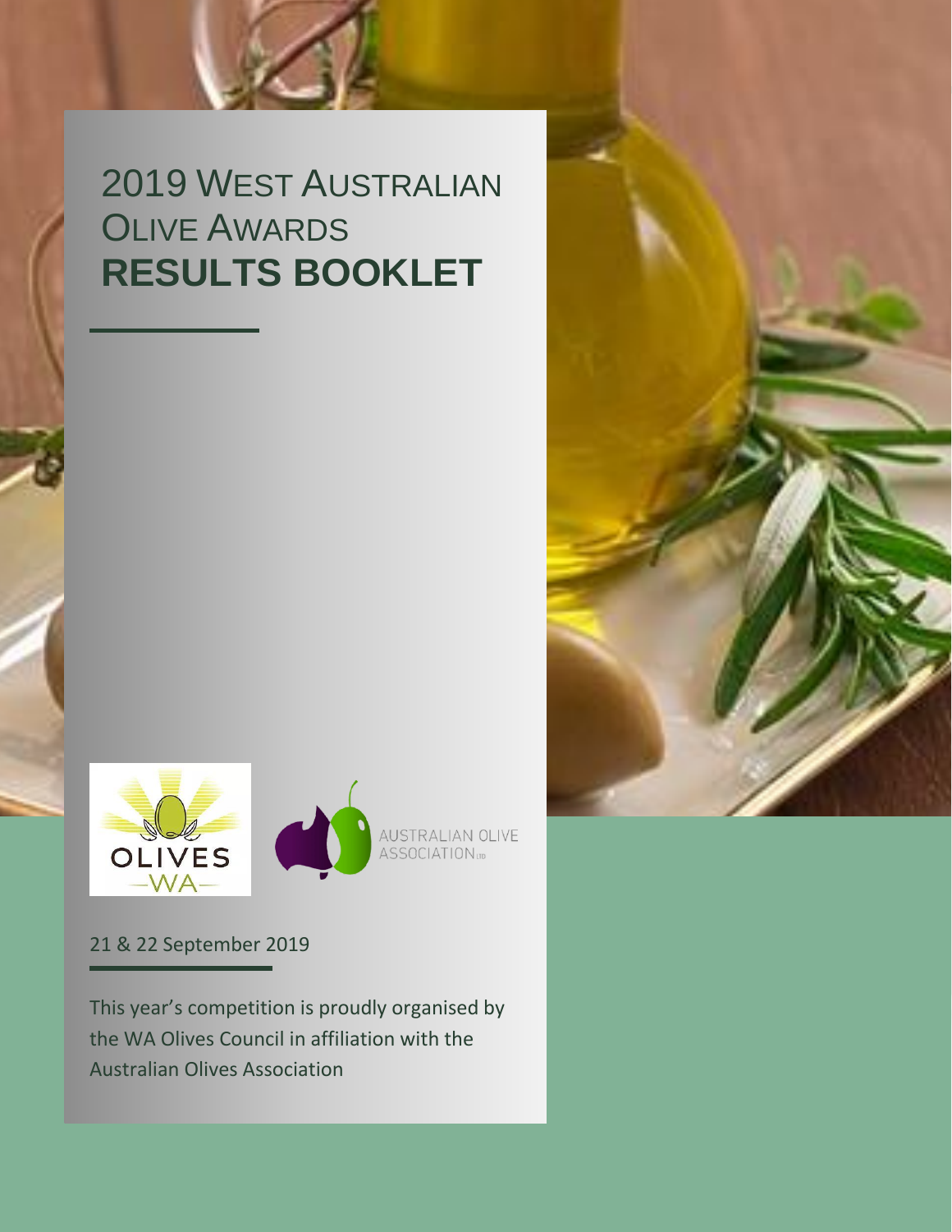# 2019 West Australian Olive Awards

# RESULTS BOOKLET

OLIVES WA

AUSTRALIAN OLIVE ASSOCIATION LTD

21 & 22 September 2019

This year's competition is proudly organised by the WA Olives Council in affiliation with the Australian Olives Association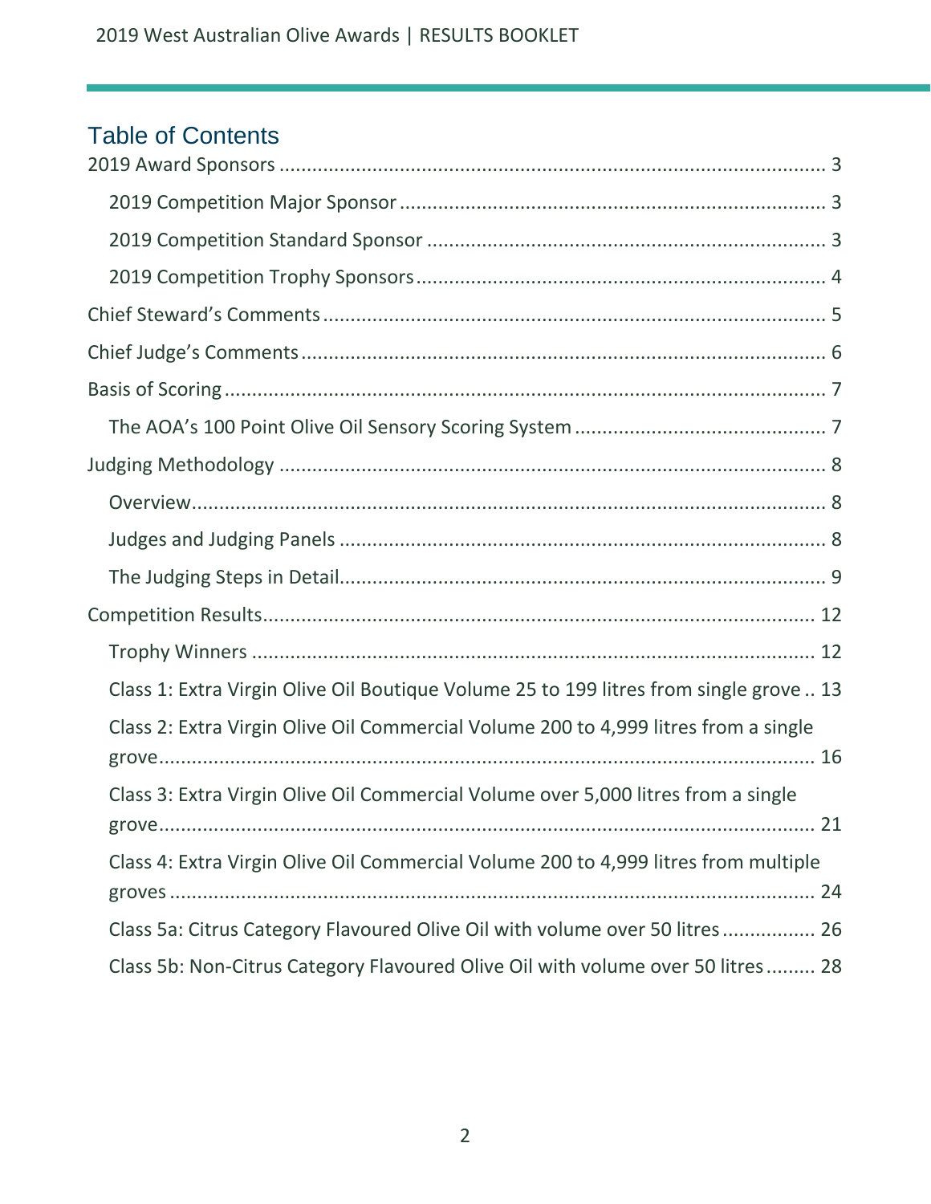## Table of Contents

2019 Award Sponsors ........ 3

- 2019 Competition Major Sponsor ........ 3
- 2019 Competition Standard Sponsor ........ 3
- 2019 Competition Trophy Sponsors ........ 4

Chief Steward's Comments ........ 5

Chief Judge's Comments ........ 6

Basis of Scoring ........ 7

- The AOA's 100 Point Olive Oil Sensory Scoring System ........ 7

Judging Methodology ........ 8

- Overview ........ 8
- Judges and Judging Panels ........ 8
- The Judging Steps in Detail ........ 9

Competition Results ........ 12

- Trophy Winners ........ 12
- Class 1: Extra Virgin Olive Oil Boutique Volume 25 to 199 litres from single grove ........ 13
- Class 2: Extra Virgin Olive Oil Commercial Volume 200 to 4,999 litres from a single grove ........ 16
- Class 3: Extra Virgin Olive Oil Commercial Volume over 5,000 litres from a single grove ........ 21
- Class 4: Extra Virgin Olive Oil Commercial Volume 200 to 4,999 litres from multiple groves ........ 24
- Class 5a: Citrus Category Flavoured Olive Oil with volume over 50 litres ........ 26
- Class 5b: Non-Citrus Category Flavoured Olive Oil with volume over 50 litres ........ 28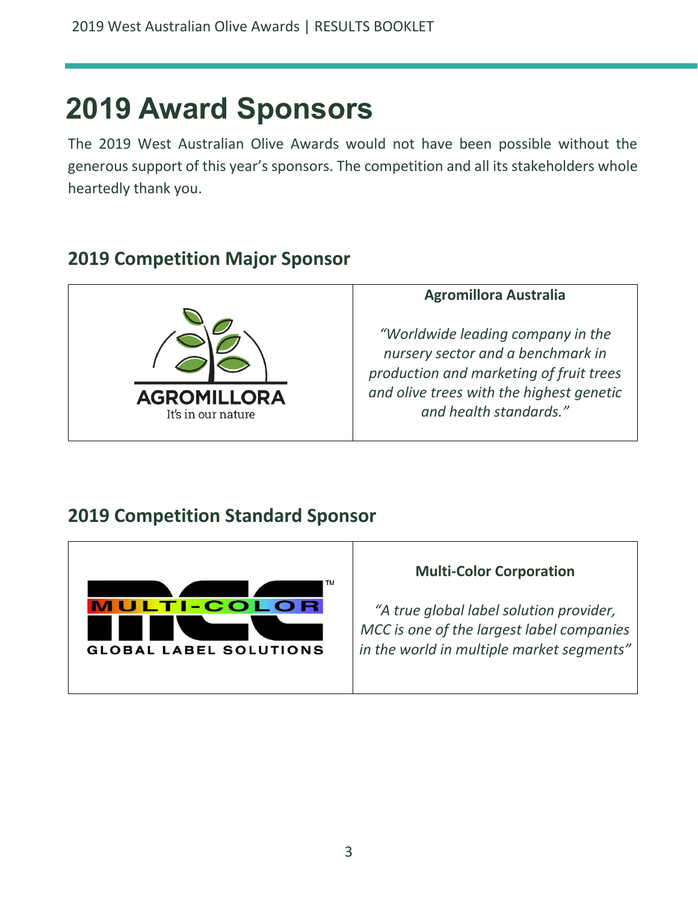# 2019 Award Sponsors

The 2019 West Australian Olive Awards would not have been possible without the generous support of this year's sponsors. The competition and all its stakeholders whole heartedly thank you.

## 2019 Competition Major Sponsor

| AGROMILLORA<br>It's in our nature | **Agromillora Australia**<br><br>*"Worldwide leading company in the nursery sector and a benchmark in production and marketing of fruit trees and olive trees with the highest genetic and health standards."* |
|---|---|

## 2019 Competition Standard Sponsor

| MULTI-COLOR<br>GLOBAL LABEL SOLUTIONS | **Multi-Color Corporation**<br><br>*"A true global label solution provider, MCC is one of the largest label companies in the world in multiple market segments"* |
|---|---|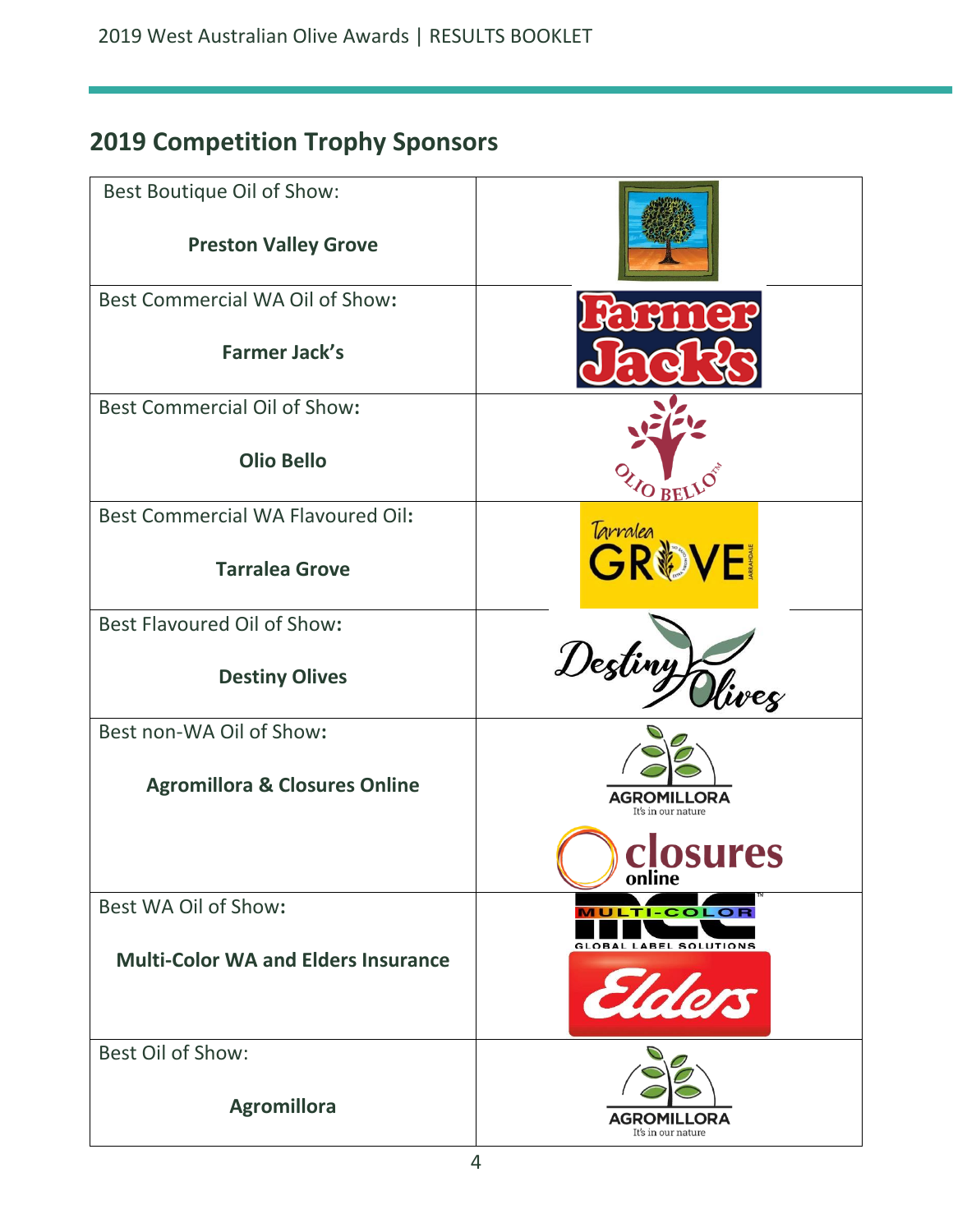## 2019 Competition Trophy Sponsors

| Award | Sponsor |
|---|---|
| Best Boutique Oil of Show: **Preston Valley Grove** | |
| Best Commercial WA Oil of Show: **Farmer Jack's** | |
| Best Commercial Oil of Show: **Olio Bello** | |
| Best Commercial WA Flavoured Oil: **Tarralea Grove** | |
| Best Flavoured Oil of Show: **Destiny Olives** | |
| Best non-WA Oil of Show: **Agromillora & Closures Online** | |
| Best WA Oil of Show: **Multi-Color WA and Elders Insurance** | |
| Best Oil of Show: **Agromillora** | |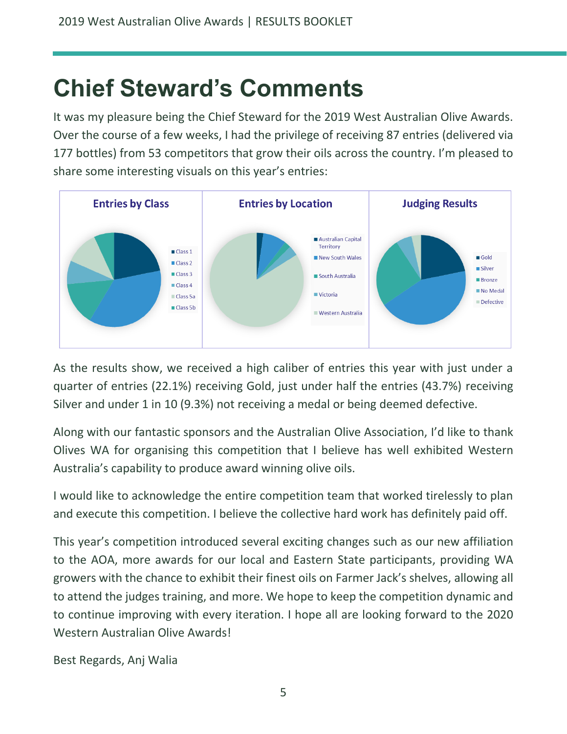# Chief Steward's Comments

It was my pleasure being the Chief Steward for the 2019 West Australian Olive Awards. Over the course of a few weeks, I had the privilege of receiving 87 entries (delivered via 177 bottles) from 53 competitors that grow their oils across the country. I'm pleased to share some interesting visuals on this year's entries:

**Entries by Class**

- Class 1
- Class 2
- Class 3
- Class 4
- Class 5a
- Class 5b

**Entries by Location**

- Australian Capital Territory
- New South Wales
- South Australia
- Victoria
- Western Australia

**Judging Results**

- Gold
- Silver
- Bronze
- No Medal
- Defective

As the results show, we received a high caliber of entries this year with just under a quarter of entries (22.1%) receiving Gold, just under half the entries (43.7%) receiving Silver and under 1 in 10 (9.3%) not receiving a medal or being deemed defective.

Along with our fantastic sponsors and the Australian Olive Association, I'd like to thank Olives WA for organising this competition that I believe has well exhibited Western Australia's capability to produce award winning olive oils.

I would like to acknowledge the entire competition team that worked tirelessly to plan and execute this competition. I believe the collective hard work has definitely paid off.

This year's competition introduced several exciting changes such as our new affiliation to the AOA, more awards for our local and Eastern State participants, providing WA growers with the chance to exhibit their finest oils on Farmer Jack's shelves, allowing all to attend the judges training, and more. We hope to keep the competition dynamic and to continue improving with every iteration. I hope all are looking forward to the 2020 Western Australian Olive Awards!

Best Regards, Anj Walia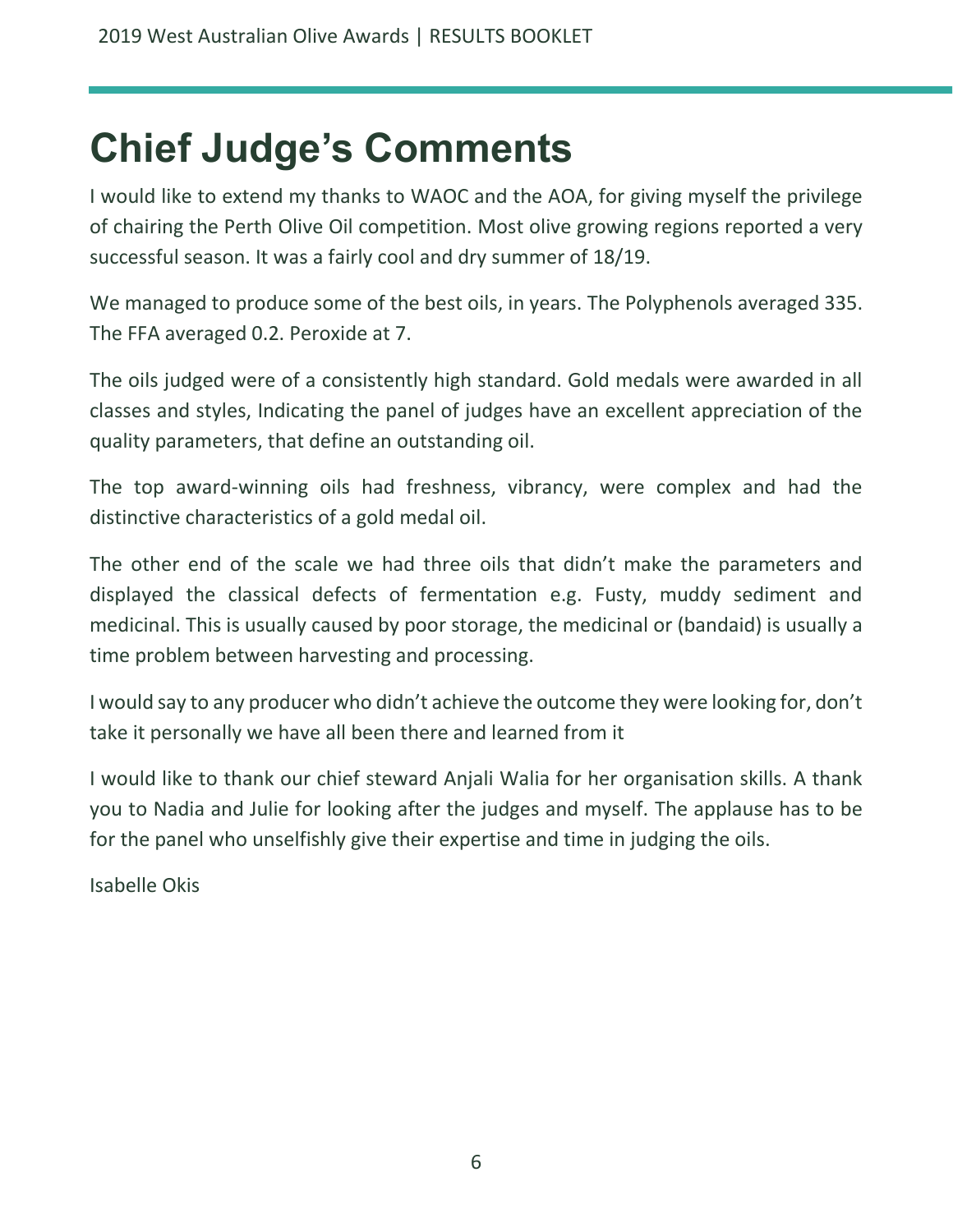# Chief Judge's Comments

I would like to extend my thanks to WAOC and the AOA, for giving myself the privilege of chairing the Perth Olive Oil competition. Most olive growing regions reported a very successful season. It was a fairly cool and dry summer of 18/19.

We managed to produce some of the best oils, in years. The Polyphenols averaged 335. The FFA averaged 0.2. Peroxide at 7.

The oils judged were of a consistently high standard. Gold medals were awarded in all classes and styles, Indicating the panel of judges have an excellent appreciation of the quality parameters, that define an outstanding oil.

The top award-winning oils had freshness, vibrancy, were complex and had the distinctive characteristics of a gold medal oil.

The other end of the scale we had three oils that didn't make the parameters and displayed the classical defects of fermentation e.g. Fusty, muddy sediment and medicinal. This is usually caused by poor storage, the medicinal or (bandaid) is usually a time problem between harvesting and processing.

I would say to any producer who didn't achieve the outcome they were looking for, don't take it personally we have all been there and learned from it

I would like to thank our chief steward Anjali Walia for her organisation skills. A thank you to Nadia and Julie for looking after the judges and myself. The applause has to be for the panel who unselfishly give their expertise and time in judging the oils.

Isabelle Okis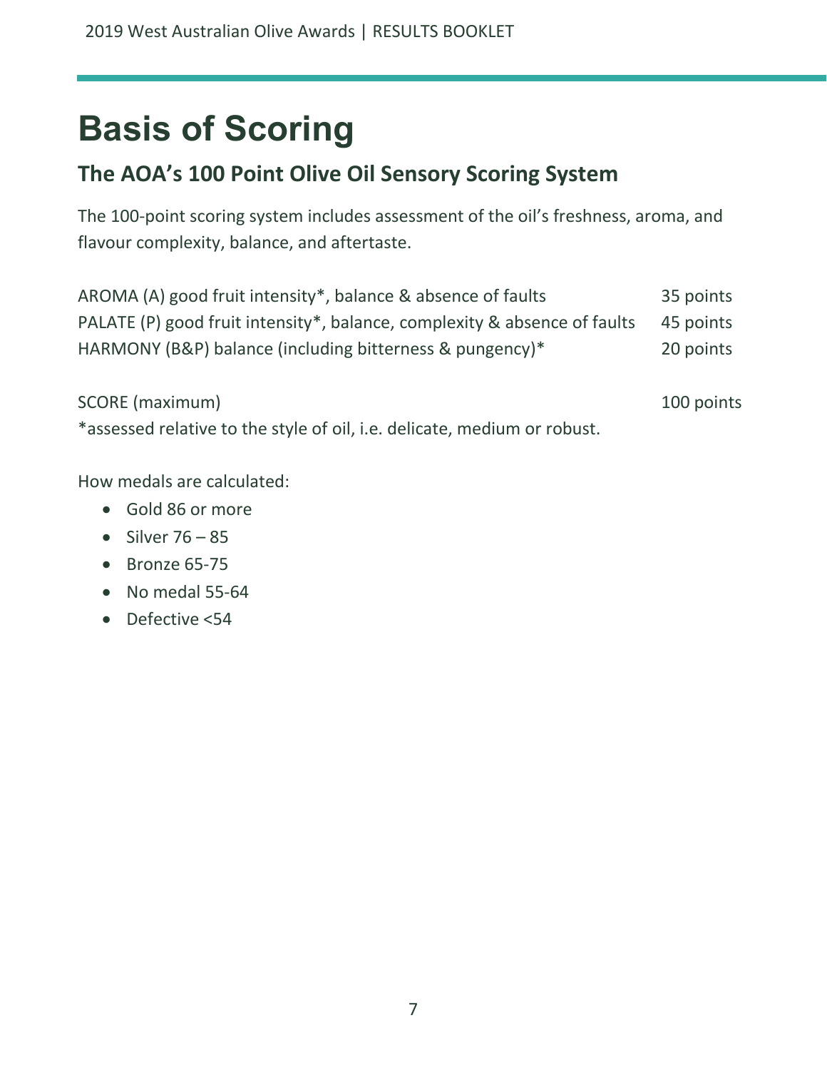# Basis of Scoring

## The AOA's 100 Point Olive Oil Sensory Scoring System

The 100-point scoring system includes assessment of the oil's freshness, aroma, and flavour complexity, balance, and aftertaste.

| | |
|---|---|
| AROMA (A) good fruit intensity*, balance & absence of faults | 35 points |
| PALATE (P) good fruit intensity*, balance, complexity & absence of faults | 45 points |
| HARMONY (B&P) balance (including bitterness & pungency)* | 20 points |
| | |
| SCORE (maximum) | 100 points |

*assessed relative to the style of oil, i.e. delicate, medium or robust.

How medals are calculated:

- Gold 86 or more
- Silver 76 – 85
- Bronze 65-75
- No medal 55-64
- Defective <54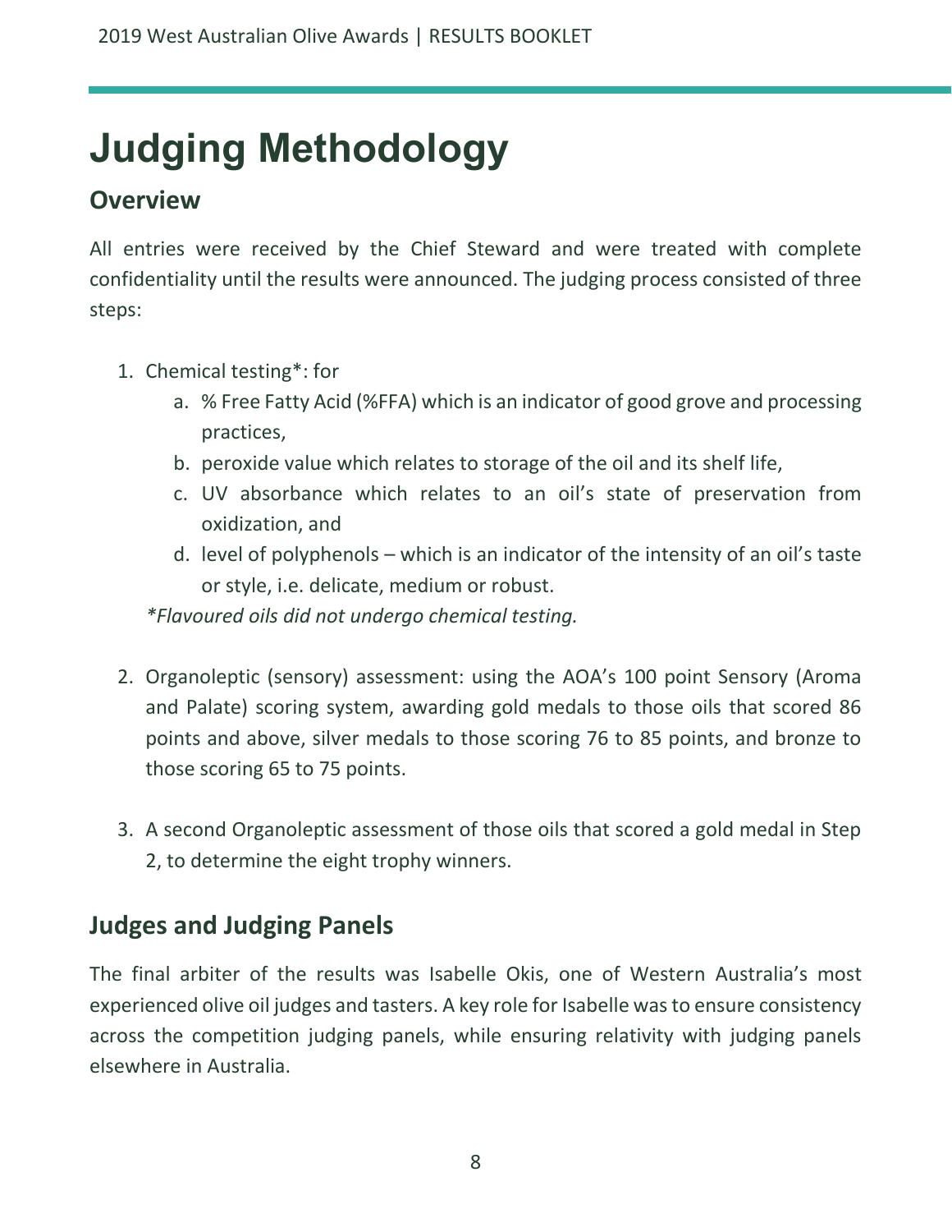# Judging Methodology

## Overview

All entries were received by the Chief Steward and were treated with complete confidentiality until the results were announced. The judging process consisted of three steps:

1. Chemical testing*: for
    a. % Free Fatty Acid (%FFA) which is an indicator of good grove and processing practices,
    b. peroxide value which relates to storage of the oil and its shelf life,
    c. UV absorbance which relates to an oil's state of preservation from oxidization, and
    d. level of polyphenols – which is an indicator of the intensity of an oil's taste or style, i.e. delicate, medium or robust.

    *\*Flavoured oils did not undergo chemical testing.*

2. Organoleptic (sensory) assessment: using the AOA's 100 point Sensory (Aroma and Palate) scoring system, awarding gold medals to those oils that scored 86 points and above, silver medals to those scoring 76 to 85 points, and bronze to those scoring 65 to 75 points.

3. A second Organoleptic assessment of those oils that scored a gold medal in Step 2, to determine the eight trophy winners.

## Judges and Judging Panels

The final arbiter of the results was Isabelle Okis, one of Western Australia's most experienced olive oil judges and tasters. A key role for Isabelle was to ensure consistency across the competition judging panels, while ensuring relativity with judging panels elsewhere in Australia.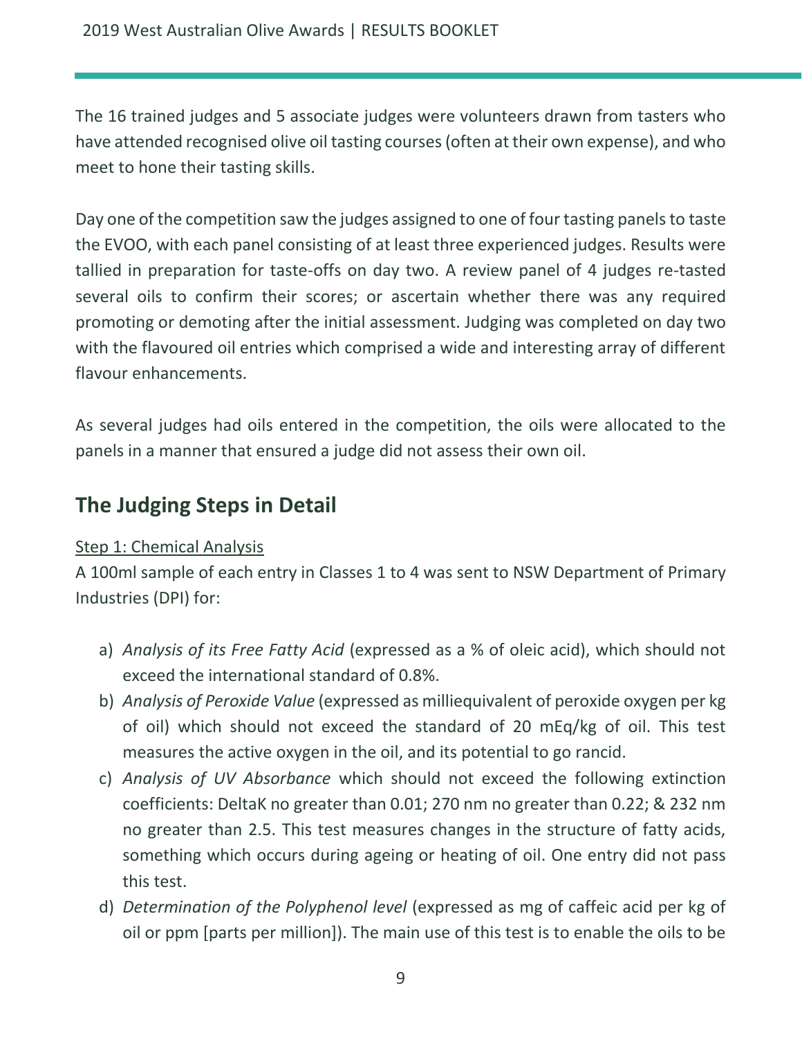The 16 trained judges and 5 associate judges were volunteers drawn from tasters who have attended recognised olive oil tasting courses (often at their own expense), and who meet to hone their tasting skills.

Day one of the competition saw the judges assigned to one of four tasting panels to taste the EVOO, with each panel consisting of at least three experienced judges. Results were tallied in preparation for taste-offs on day two. A review panel of 4 judges re-tasted several oils to confirm their scores; or ascertain whether there was any required promoting or demoting after the initial assessment. Judging was completed on day two with the flavoured oil entries which comprised a wide and interesting array of different flavour enhancements.

As several judges had oils entered in the competition, the oils were allocated to the panels in a manner that ensured a judge did not assess their own oil.

## The Judging Steps in Detail

Step 1: Chemical Analysis

A 100ml sample of each entry in Classes 1 to 4 was sent to NSW Department of Primary Industries (DPI) for:

a) *Analysis of its Free Fatty Acid* (expressed as a % of oleic acid), which should not exceed the international standard of 0.8%.
b) *Analysis of Peroxide Value* (expressed as milliequivalent of peroxide oxygen per kg of oil) which should not exceed the standard of 20 mEq/kg of oil. This test measures the active oxygen in the oil, and its potential to go rancid.
c) *Analysis of UV Absorbance* which should not exceed the following extinction coefficients: DeltaK no greater than 0.01; 270 nm no greater than 0.22; & 232 nm no greater than 2.5. This test measures changes in the structure of fatty acids, something which occurs during ageing or heating of oil. One entry did not pass this test.
d) *Determination of the Polyphenol level* (expressed as mg of caffeic acid per kg of oil or ppm [parts per million]). The main use of this test is to enable the oils to be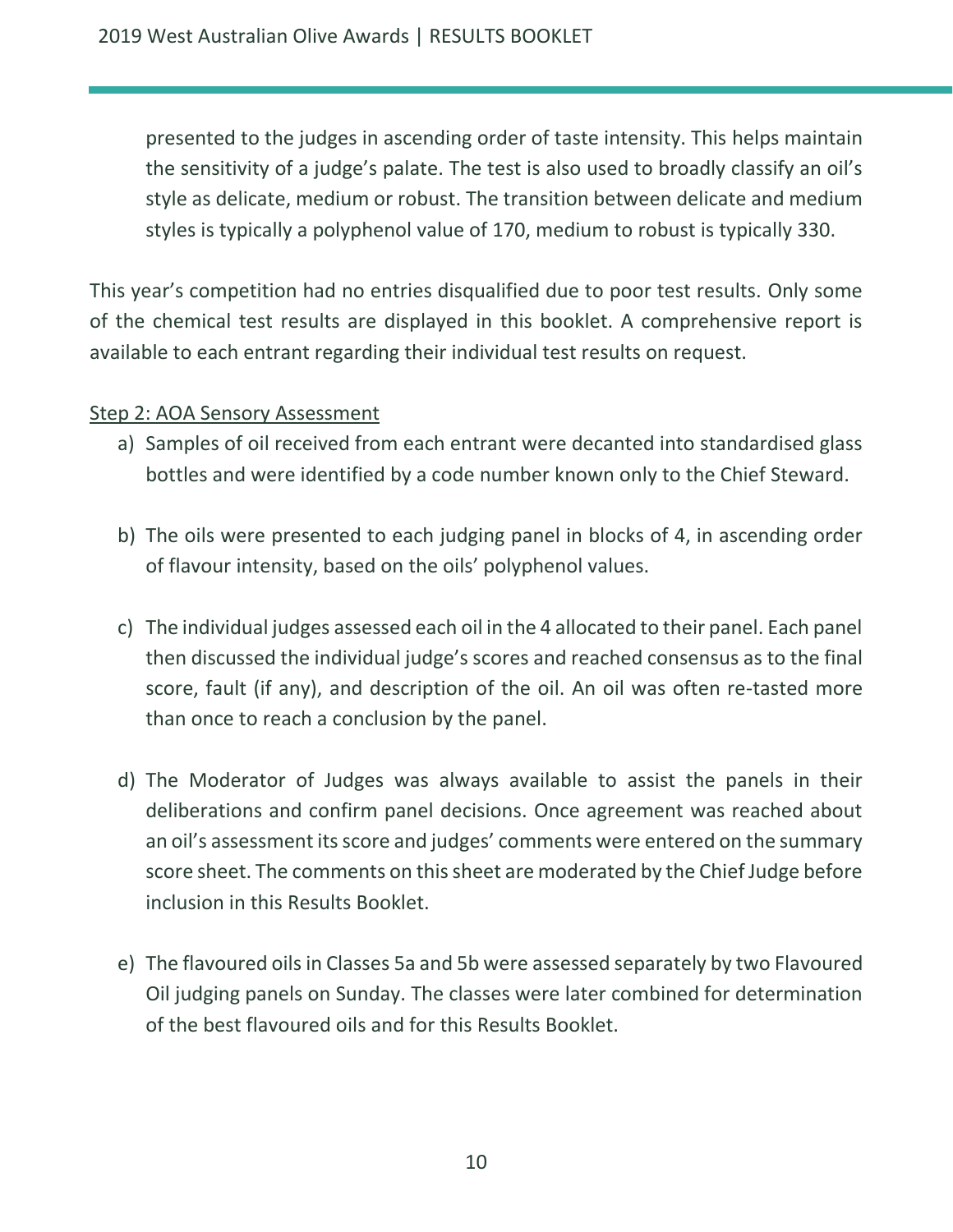presented to the judges in ascending order of taste intensity. This helps maintain the sensitivity of a judge's palate. The test is also used to broadly classify an oil's style as delicate, medium or robust. The transition between delicate and medium styles is typically a polyphenol value of 170, medium to robust is typically 330.

This year's competition had no entries disqualified due to poor test results. Only some of the chemical test results are displayed in this booklet. A comprehensive report is available to each entrant regarding their individual test results on request.

<u>Step 2: AOA Sensory Assessment</u>

a) Samples of oil received from each entrant were decanted into standardised glass bottles and were identified by a code number known only to the Chief Steward.

b) The oils were presented to each judging panel in blocks of 4, in ascending order of flavour intensity, based on the oils' polyphenol values.

c) The individual judges assessed each oil in the 4 allocated to their panel. Each panel then discussed the individual judge's scores and reached consensus as to the final score, fault (if any), and description of the oil. An oil was often re-tasted more than once to reach a conclusion by the panel.

d) The Moderator of Judges was always available to assist the panels in their deliberations and confirm panel decisions. Once agreement was reached about an oil's assessment its score and judges' comments were entered on the summary score sheet. The comments on this sheet are moderated by the Chief Judge before inclusion in this Results Booklet.

e) The flavoured oils in Classes 5a and 5b were assessed separately by two Flavoured Oil judging panels on Sunday. The classes were later combined for determination of the best flavoured oils and for this Results Booklet.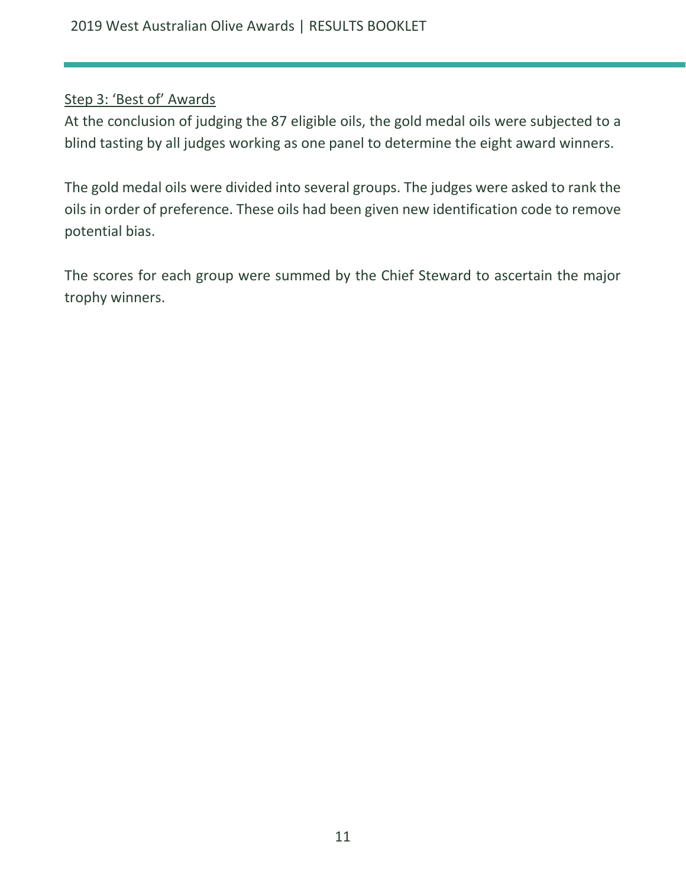Step 3: 'Best of' Awards

At the conclusion of judging the 87 eligible oils, the gold medal oils were subjected to a blind tasting by all judges working as one panel to determine the eight award winners.

The gold medal oils were divided into several groups. The judges were asked to rank the oils in order of preference. These oils had been given new identification code to remove potential bias.

The scores for each group were summed by the Chief Steward to ascertain the major trophy winners.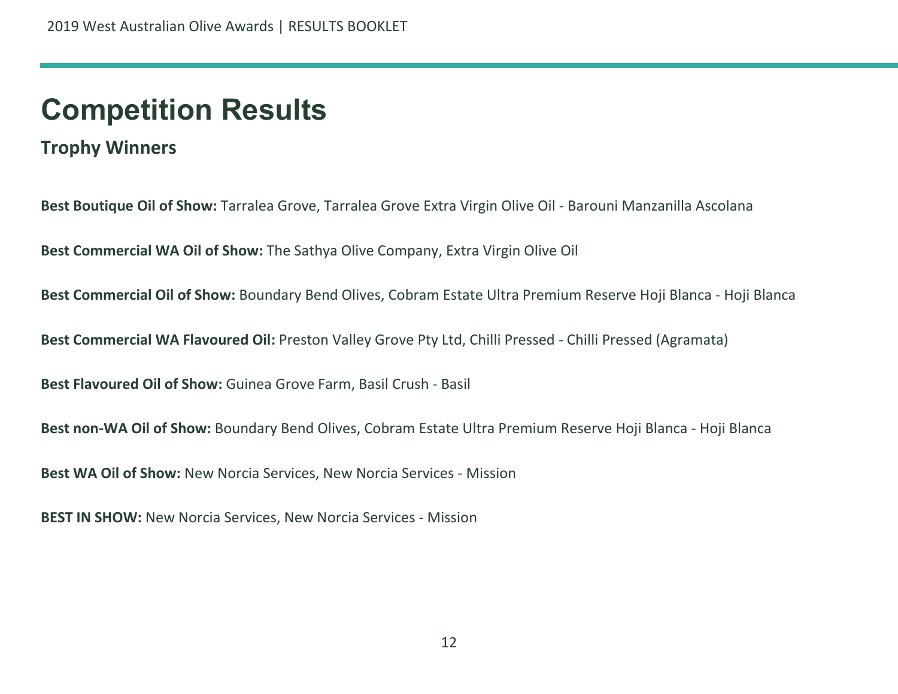# Competition Results

## Trophy Winners

**Best Boutique Oil of Show:** Tarralea Grove, Tarralea Grove Extra Virgin Olive Oil - Barouni Manzanilla Ascolana

**Best Commercial WA Oil of Show:** The Sathya Olive Company, Extra Virgin Olive Oil

**Best Commercial Oil of Show:** Boundary Bend Olives, Cobram Estate Ultra Premium Reserve Hoji Blanca - Hoji Blanca

**Best Commercial WA Flavoured Oil:** Preston Valley Grove Pty Ltd, Chilli Pressed - Chilli Pressed (Agramata)

**Best Flavoured Oil of Show:** Guinea Grove Farm, Basil Crush - Basil

**Best non-WA Oil of Show:** Boundary Bend Olives, Cobram Estate Ultra Premium Reserve Hoji Blanca - Hoji Blanca

**Best WA Oil of Show:** New Norcia Services, New Norcia Services - Mission

**BEST IN SHOW:** New Norcia Services, New Norcia Services - Mission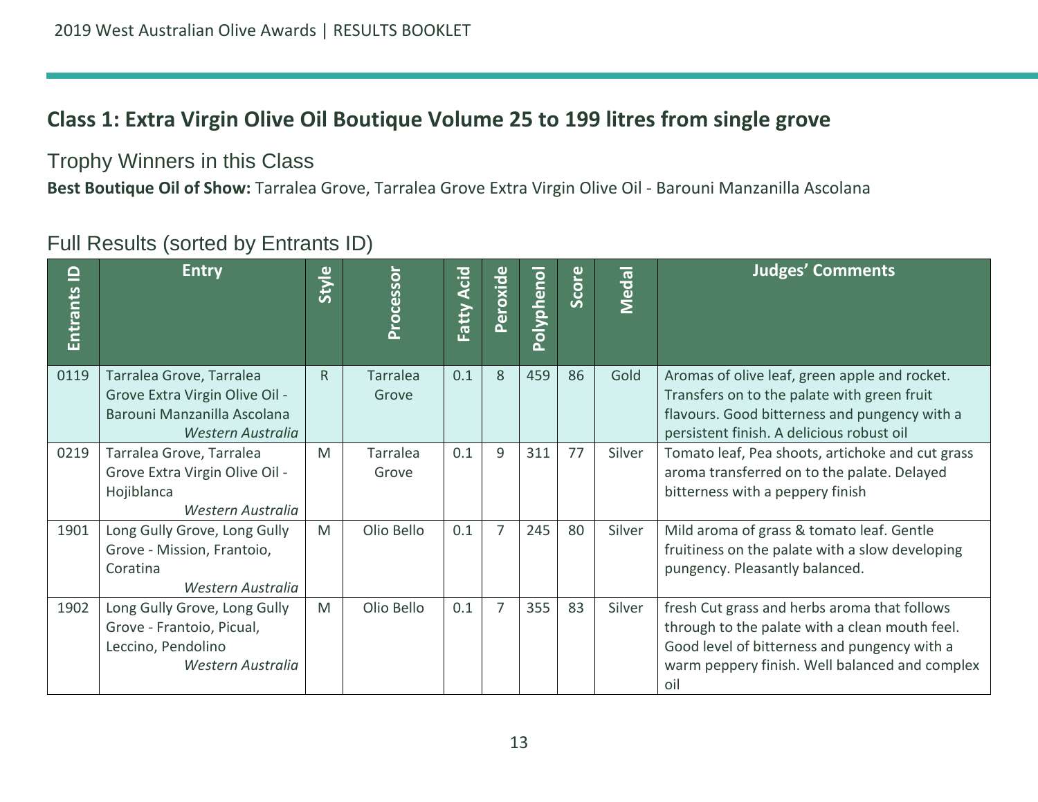## Class 1: Extra Virgin Olive Oil Boutique Volume 25 to 199 litres from single grove

### Trophy Winners in this Class

**Best Boutique Oil of Show:** Tarralea Grove, Tarralea Grove Extra Virgin Olive Oil - Barouni Manzanilla Ascolana

### Full Results (sorted by Entrants ID)

| Entrants ID | Entry | Style | Processor | Fatty Acid | Peroxide | Polyphenol | Score | Medal | Judges' Comments |
|---|---|---|---|---|---|---|---|---|---|
| 0119 | Tarralea Grove, Tarralea Grove Extra Virgin Olive Oil - Barouni Manzanilla Ascolana *Western Australia* | R | Tarralea Grove | 0.1 | 8 | 459 | 86 | Gold | Aromas of olive leaf, green apple and rocket. Transfers on to the palate with green fruit flavours. Good bitterness and pungency with a persistent finish. A delicious robust oil |
| 0219 | Tarralea Grove, Tarralea Grove Extra Virgin Olive Oil - Hojiblanca *Western Australia* | M | Tarralea Grove | 0.1 | 9 | 311 | 77 | Silver | Tomato leaf, Pea shoots, artichoke and cut grass aroma transferred on to the palate. Delayed bitterness with a peppery finish |
| 1901 | Long Gully Grove, Long Gully Grove - Mission, Frantoio, Coratina *Western Australia* | M | Olio Bello | 0.1 | 7 | 245 | 80 | Silver | Mild aroma of grass & tomato leaf. Gentle fruitiness on the palate with a slow developing pungency. Pleasantly balanced. |
| 1902 | Long Gully Grove, Long Gully Grove - Frantoio, Picual, Leccino, Pendolino *Western Australia* | M | Olio Bello | 0.1 | 7 | 355 | 83 | Silver | fresh Cut grass and herbs aroma that follows through to the palate with a clean mouth feel. Good level of bitterness and pungency with a warm peppery finish. Well balanced and complex oil |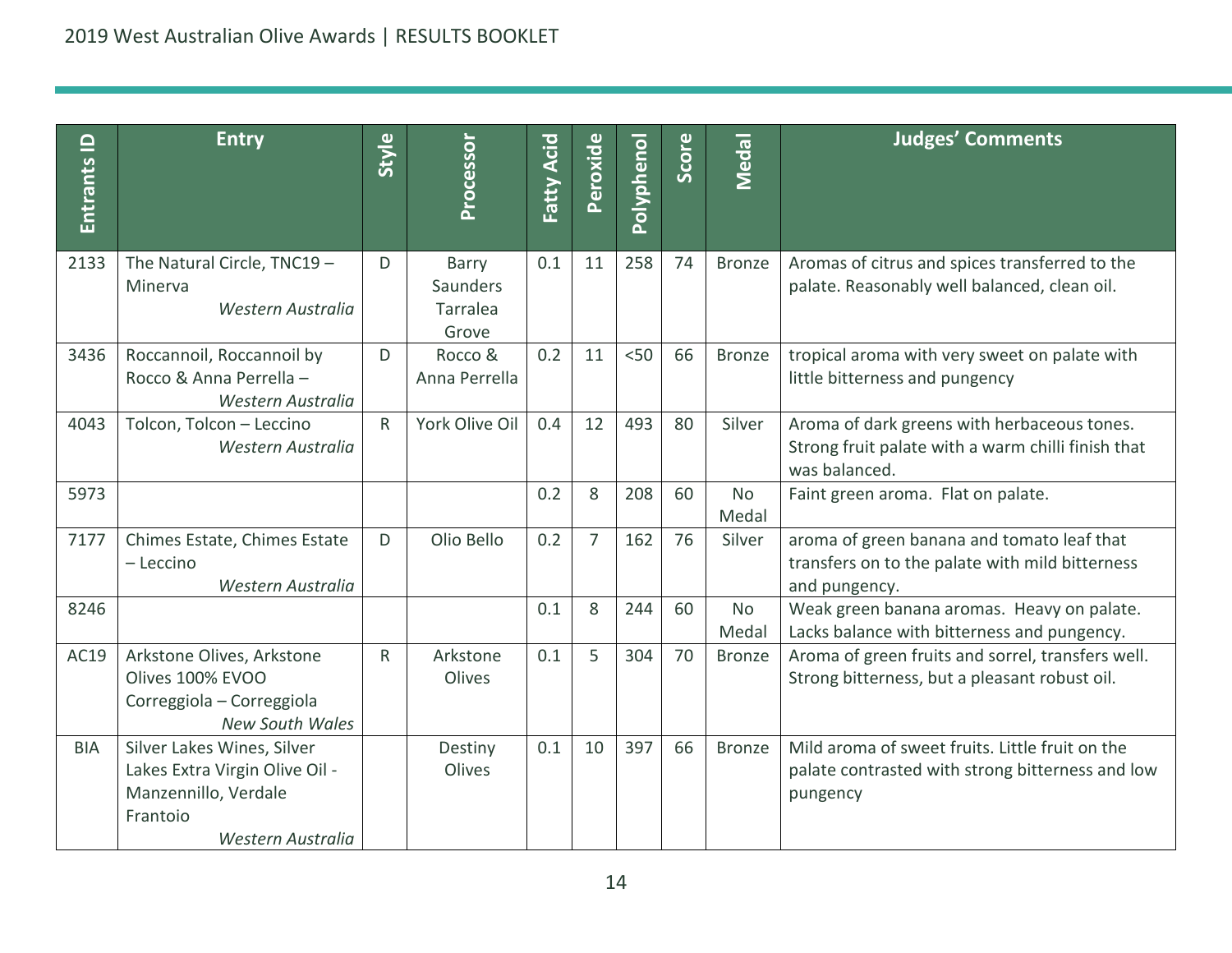| Entrants ID | Entry | Style | Processor | Fatty Acid | Peroxide | Polyphenol | Score | Medal | Judges' Comments |
|---|---|---|---|---|---|---|---|---|---|
| 2133 | The Natural Circle, TNC19 – Minerva *Western Australia* | D | Barry Saunders Tarralea Grove | 0.1 | 11 | 258 | 74 | Bronze | Aromas of citrus and spices transferred to the palate. Reasonably well balanced, clean oil. |
| 3436 | Roccannoil, Roccannoil by Rocco & Anna Perrella – *Western Australia* | D | Rocco & Anna Perrella | 0.2 | 11 | <50 | 66 | Bronze | tropical aroma with very sweet on palate with little bitterness and pungency |
| 4043 | Tolcon, Tolcon – Leccino *Western Australia* | R | York Olive Oil | 0.4 | 12 | 493 | 80 | Silver | Aroma of dark greens with herbaceous tones. Strong fruit palate with a warm chilli finish that was balanced. |
| 5973 | | | | 0.2 | 8 | 208 | 60 | No Medal | Faint green aroma. Flat on palate. |
| 7177 | Chimes Estate, Chimes Estate – Leccino *Western Australia* | D | Olio Bello | 0.2 | 7 | 162 | 76 | Silver | aroma of green banana and tomato leaf that transfers on to the palate with mild bitterness and pungency. |
| 8246 | | | | 0.1 | 8 | 244 | 60 | No Medal | Weak green banana aromas. Heavy on palate. Lacks balance with bitterness and pungency. |
| AC19 | Arkstone Olives, Arkstone Olives 100% EVOO Correggiola – Correggiola *New South Wales* | R | Arkstone Olives | 0.1 | 5 | 304 | 70 | Bronze | Aroma of green fruits and sorrel, transfers well. Strong bitterness, but a pleasant robust oil. |
| BIA | Silver Lakes Wines, Silver Lakes Extra Virgin Olive Oil - Manzennillo, Verdale Frantoio *Western Australia* | | Destiny Olives | 0.1 | 10 | 397 | 66 | Bronze | Mild aroma of sweet fruits. Little fruit on the palate contrasted with strong bitterness and low pungency |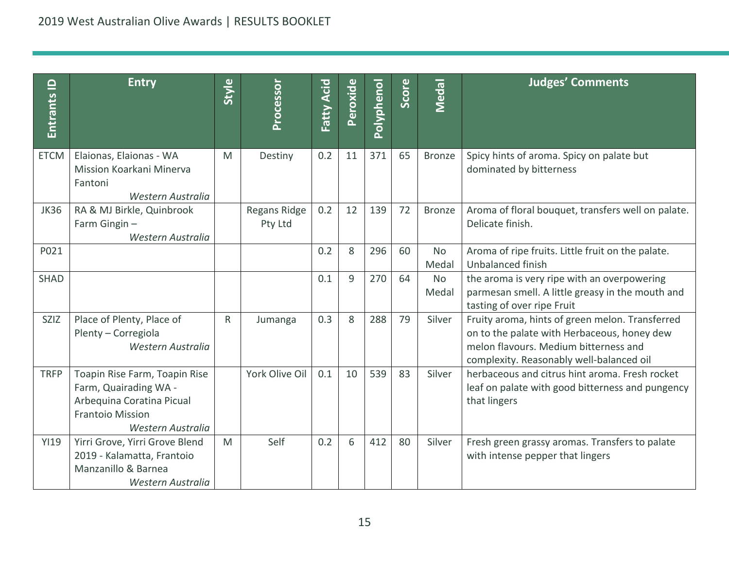| Entrants ID | Entry | Style | Processor | Fatty Acid | Peroxide | Polyphenol | Score | Medal | Judges' Comments |
|---|---|---|---|---|---|---|---|---|---|
| ETCM | Elaionas, Elaionas - WA Mission Koarkani Minerva Fantoni *Western Australia* | M | Destiny | 0.2 | 11 | 371 | 65 | Bronze | Spicy hints of aroma. Spicy on palate but dominated by bitterness |
| JK36 | RA & MJ Birkle, Quinbrook Farm Gingin – *Western Australia* | | Regans Ridge Pty Ltd | 0.2 | 12 | 139 | 72 | Bronze | Aroma of floral bouquet, transfers well on palate. Delicate finish. |
| P021 | | | | 0.2 | 8 | 296 | 60 | No Medal | Aroma of ripe fruits. Little fruit on the palate. Unbalanced finish |
| SHAD | | | | 0.1 | 9 | 270 | 64 | No Medal | the aroma is very ripe with an overpowering parmesan smell. A little greasy in the mouth and tasting of over ripe Fruit |
| SZIZ | Place of Plenty, Place of Plenty – Corregiola *Western Australia* | R | Jumanga | 0.3 | 8 | 288 | 79 | Silver | Fruity aroma, hints of green melon. Transferred on to the palate with Herbaceous, honey dew melon flavours. Medium bitterness and complexity. Reasonably well-balanced oil |
| TRFP | Toapin Rise Farm, Toapin Rise Farm, Quairading WA - Arbequina Coratina Picual Frantoio Mission *Western Australia* | | York Olive Oil | 0.1 | 10 | 539 | 83 | Silver | herbaceous and citrus hint aroma. Fresh rocket leaf on palate with good bitterness and pungency that lingers |
| YI19 | Yirri Grove, Yirri Grove Blend 2019 - Kalamatta, Frantoio Manzanillo & Barnea *Western Australia* | M | Self | 0.2 | 6 | 412 | 80 | Silver | Fresh green grassy aromas. Transfers to palate with intense pepper that lingers |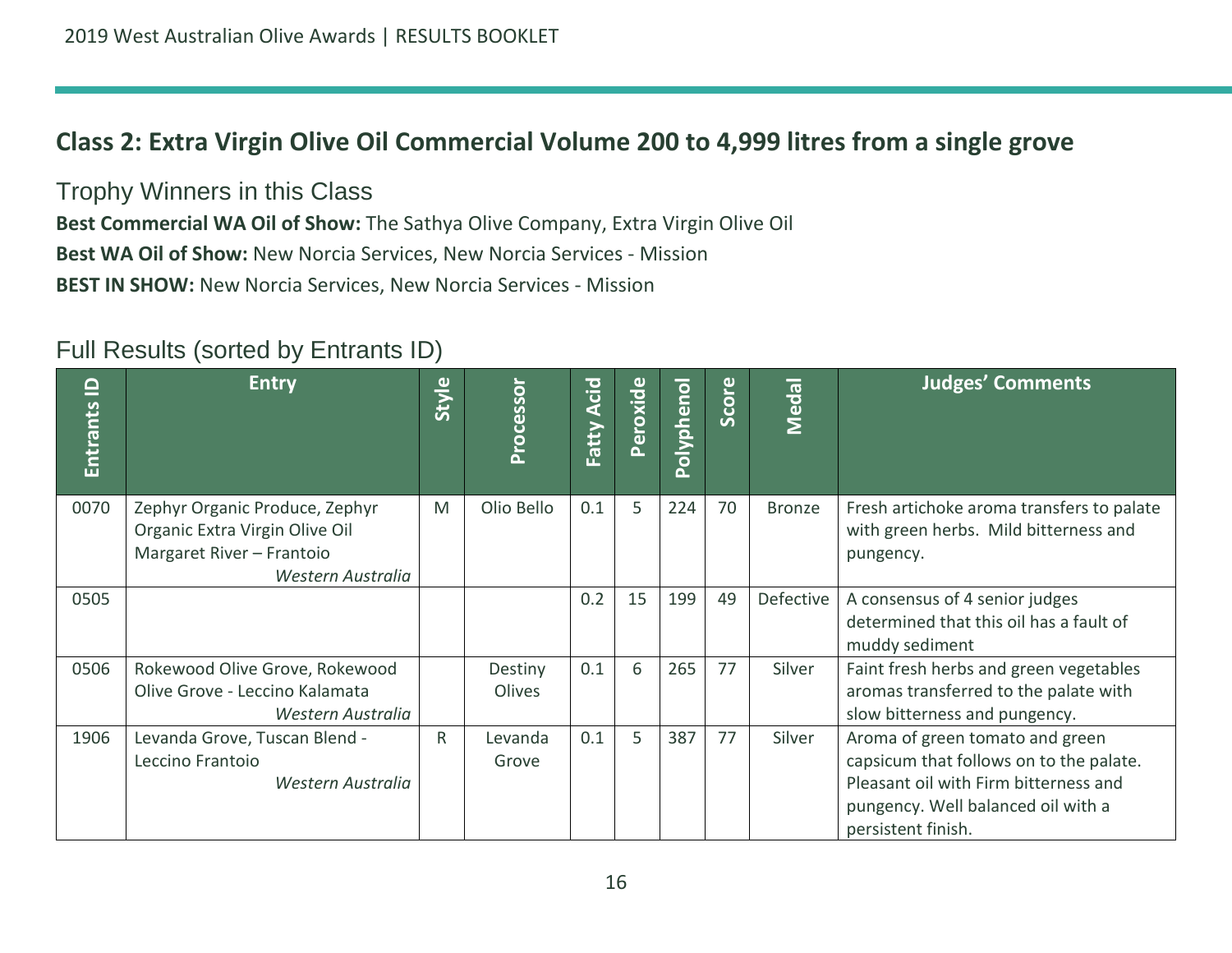## Class 2: Extra Virgin Olive Oil Commercial Volume 200 to 4,999 litres from a single grove

### Trophy Winners in this Class

**Best Commercial WA Oil of Show:** The Sathya Olive Company, Extra Virgin Olive Oil

**Best WA Oil of Show:** New Norcia Services, New Norcia Services - Mission

**BEST IN SHOW:** New Norcia Services, New Norcia Services - Mission

### Full Results (sorted by Entrants ID)

| Entrants ID | Entry | Style | Processor | Fatty Acid | Peroxide | Polyphenol | Score | Medal | Judges' Comments |
|---|---|---|---|---|---|---|---|---|---|
| 0070 | Zephyr Organic Produce, Zephyr Organic Extra Virgin Olive Oil Margaret River – Frantoio *Western Australia* | M | Olio Bello | 0.1 | 5 | 224 | 70 | Bronze | Fresh artichoke aroma transfers to palate with green herbs. Mild bitterness and pungency. |
| 0505 | | | | 0.2 | 15 | 199 | 49 | Defective | A consensus of 4 senior judges determined that this oil has a fault of muddy sediment |
| 0506 | Rokewood Olive Grove, Rokewood Olive Grove - Leccino Kalamata *Western Australia* | | Destiny Olives | 0.1 | 6 | 265 | 77 | Silver | Faint fresh herbs and green vegetables aromas transferred to the palate with slow bitterness and pungency. |
| 1906 | Levanda Grove, Tuscan Blend - Leccino Frantoio *Western Australia* | R | Levanda Grove | 0.1 | 5 | 387 | 77 | Silver | Aroma of green tomato and green capsicum that follows on to the palate. Pleasant oil with Firm bitterness and pungency. Well balanced oil with a persistent finish. |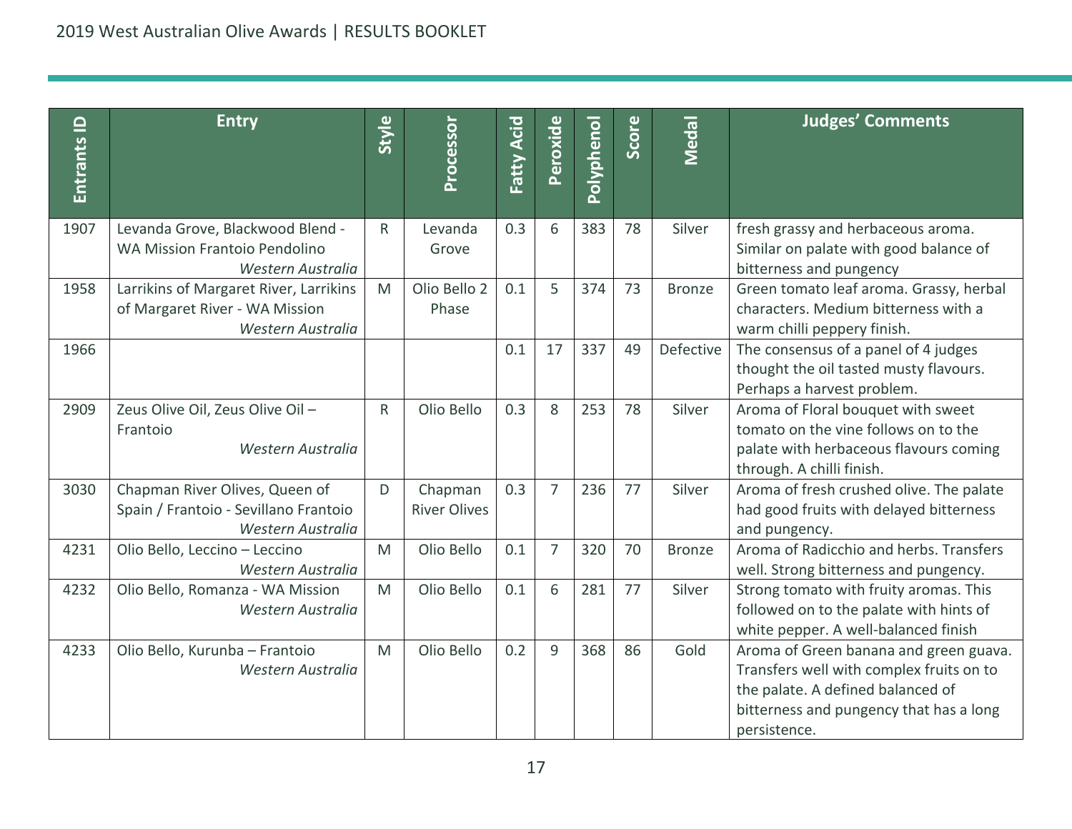| Entrants ID | Entry | Style | Processor | Fatty Acid | Peroxide | Polyphenol | Score | Medal | Judges' Comments |
|---|---|---|---|---|---|---|---|---|---|
| 1907 | Levanda Grove, Blackwood Blend - WA Mission Frantoio Pendolino *Western Australia* | R | Levanda Grove | 0.3 | 6 | 383 | 78 | Silver | fresh grassy and herbaceous aroma. Similar on palate with good balance of bitterness and pungency |
| 1958 | Larrikins of Margaret River, Larrikins of Margaret River - WA Mission *Western Australia* | M | Olio Bello 2 Phase | 0.1 | 5 | 374 | 73 | Bronze | Green tomato leaf aroma. Grassy, herbal characters. Medium bitterness with a warm chilli peppery finish. |
| 1966 | | | | 0.1 | 17 | 337 | 49 | Defective | The consensus of a panel of 4 judges thought the oil tasted musty flavours. Perhaps a harvest problem. |
| 2909 | Zeus Olive Oil, Zeus Olive Oil – Frantoio *Western Australia* | R | Olio Bello | 0.3 | 8 | 253 | 78 | Silver | Aroma of Floral bouquet with sweet tomato on the vine follows on to the palate with herbaceous flavours coming through. A chilli finish. |
| 3030 | Chapman River Olives, Queen of Spain / Frantoio - Sevillano Frantoio *Western Australia* | D | Chapman River Olives | 0.3 | 7 | 236 | 77 | Silver | Aroma of fresh crushed olive. The palate had good fruits with delayed bitterness and pungency. |
| 4231 | Olio Bello, Leccino – Leccino *Western Australia* | M | Olio Bello | 0.1 | 7 | 320 | 70 | Bronze | Aroma of Radicchio and herbs. Transfers well. Strong bitterness and pungency. |
| 4232 | Olio Bello, Romanza - WA Mission *Western Australia* | M | Olio Bello | 0.1 | 6 | 281 | 77 | Silver | Strong tomato with fruity aromas. This followed on to the palate with hints of white pepper. A well-balanced finish |
| 4233 | Olio Bello, Kurunba – Frantoio *Western Australia* | M | Olio Bello | 0.2 | 9 | 368 | 86 | Gold | Aroma of Green banana and green guava. Transfers well with complex fruits on to the palate. A defined balanced of bitterness and pungency that has a long persistence. |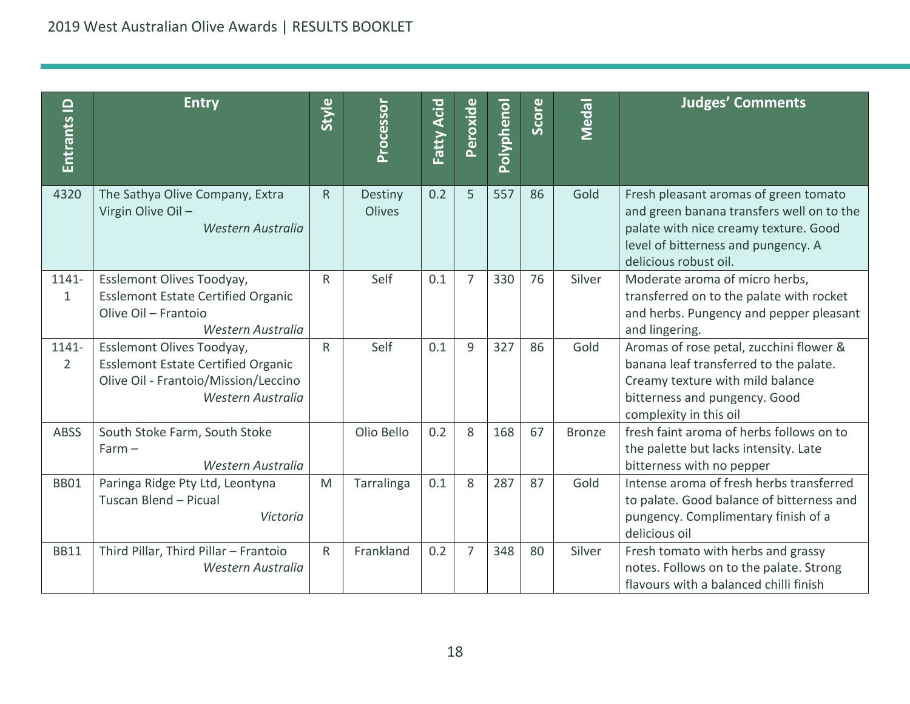| Entrants ID | Entry | Style | Processor | Fatty Acid | Peroxide | Polyphenol | Score | Medal | Judges' Comments |
|---|---|---|---|---|---|---|---|---|---|
| 4320 | The Sathya Olive Company, Extra Virgin Olive Oil – *Western Australia* | R | Destiny Olives | 0.2 | 5 | 557 | 86 | Gold | Fresh pleasant aromas of green tomato and green banana transfers well on to the palate with nice creamy texture. Good level of bitterness and pungency. A delicious robust oil. |
| 1141-1 | Esslemont Olives Toodyay, Esslemont Estate Certified Organic Olive Oil – Frantoio *Western Australia* | R | Self | 0.1 | 7 | 330 | 76 | Silver | Moderate aroma of micro herbs, transferred on to the palate with rocket and herbs. Pungency and pepper pleasant and lingering. |
| 1141-2 | Esslemont Olives Toodyay, Esslemont Estate Certified Organic Olive Oil - Frantoio/Mission/Leccino *Western Australia* | R | Self | 0.1 | 9 | 327 | 86 | Gold | Aromas of rose petal, zucchini flower & banana leaf transferred to the palate. Creamy texture with mild balance bitterness and pungency. Good complexity in this oil |
| ABSS | South Stoke Farm, South Stoke Farm – *Western Australia* | | Olio Bello | 0.2 | 8 | 168 | 67 | Bronze | fresh faint aroma of herbs follows on to the palette but lacks intensity. Late bitterness with no pepper |
| BB01 | Paringa Ridge Pty Ltd, Leontyna Tuscan Blend – Picual *Victoria* | M | Tarralinga | 0.1 | 8 | 287 | 87 | Gold | Intense aroma of fresh herbs transferred to palate. Good balance of bitterness and pungency. Complimentary finish of a delicious oil |
| BB11 | Third Pillar, Third Pillar – Frantoio *Western Australia* | R | Frankland | 0.2 | 7 | 348 | 80 | Silver | Fresh tomato with herbs and grassy notes. Follows on to the palate. Strong flavours with a balanced chilli finish |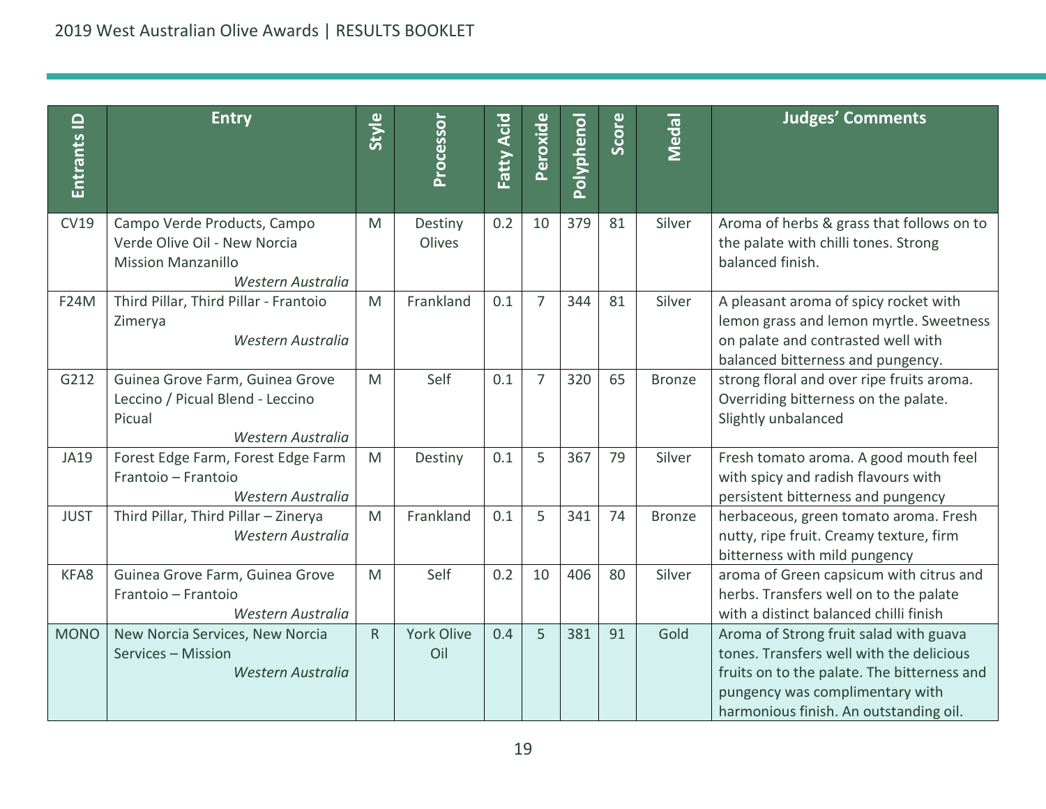| Entrants ID | Entry | Style | Processor | Fatty Acid | Peroxide | Polyphenol | Score | Medal | Judges' Comments |
|---|---|---|---|---|---|---|---|---|---|
| CV19 | Campo Verde Products, Campo Verde Olive Oil - New Norcia Mission Manzanillo *Western Australia* | M | Destiny Olives | 0.2 | 10 | 379 | 81 | Silver | Aroma of herbs & grass that follows on to the palate with chilli tones. Strong balanced finish. |
| F24M | Third Pillar, Third Pillar - Frantoio Zimerya *Western Australia* | M | Frankland | 0.1 | 7 | 344 | 81 | Silver | A pleasant aroma of spicy rocket with lemon grass and lemon myrtle. Sweetness on palate and contrasted well with balanced bitterness and pungency. |
| G212 | Guinea Grove Farm, Guinea Grove Leccino / Picual Blend - Leccino Picual *Western Australia* | M | Self | 0.1 | 7 | 320 | 65 | Bronze | strong floral and over ripe fruits aroma. Overriding bitterness on the palate. Slightly unbalanced |
| JA19 | Forest Edge Farm, Forest Edge Farm Frantoio – Frantoio *Western Australia* | M | Destiny | 0.1 | 5 | 367 | 79 | Silver | Fresh tomato aroma. A good mouth feel with spicy and radish flavours with persistent bitterness and pungency |
| JUST | Third Pillar, Third Pillar – Zinerya *Western Australia* | M | Frankland | 0.1 | 5 | 341 | 74 | Bronze | herbaceous, green tomato aroma. Fresh nutty, ripe fruit. Creamy texture, firm bitterness with mild pungency |
| KFA8 | Guinea Grove Farm, Guinea Grove Frantoio – Frantoio *Western Australia* | M | Self | 0.2 | 10 | 406 | 80 | Silver | aroma of Green capsicum with citrus and herbs. Transfers well on to the palate with a distinct balanced chilli finish |
| MONO | New Norcia Services, New Norcia Services – Mission *Western Australia* | R | York Olive Oil | 0.4 | 5 | 381 | 91 | Gold | Aroma of Strong fruit salad with guava tones. Transfers well with the delicious fruits on to the palate. The bitterness and pungency was complimentary with harmonious finish. An outstanding oil. |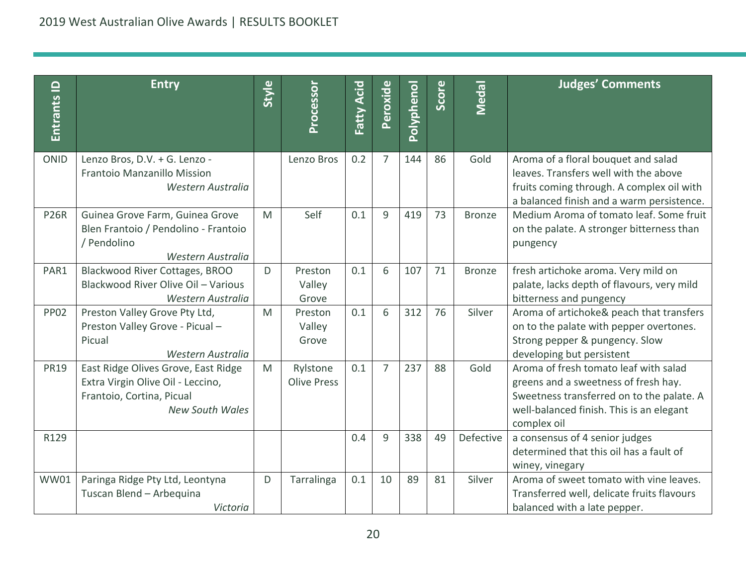| Entrants ID | Entry | Style | Processor | Fatty Acid | Peroxide | Polyphenol | Score | Medal | Judges' Comments |
|---|---|---|---|---|---|---|---|---|---|
| ONID | Lenzo Bros, D.V. + G. Lenzo - Frantoio Manzanillo Mission *Western Australia* | | Lenzo Bros | 0.2 | 7 | 144 | 86 | Gold | Aroma of a floral bouquet and salad leaves. Transfers well with the above fruits coming through. A complex oil with a balanced finish and a warm persistence. |
| P26R | Guinea Grove Farm, Guinea Grove Blen Frantoio / Pendolino - Frantoio / Pendolino *Western Australia* | M | Self | 0.1 | 9 | 419 | 73 | Bronze | Medium Aroma of tomato leaf. Some fruit on the palate. A stronger bitterness than pungency |
| PAR1 | Blackwood River Cottages, BROO Blackwood River Olive Oil – Various *Western Australia* | D | Preston Valley Grove | 0.1 | 6 | 107 | 71 | Bronze | fresh artichoke aroma. Very mild on palate, lacks depth of flavours, very mild bitterness and pungency |
| PP02 | Preston Valley Grove Pty Ltd, Preston Valley Grove - Picual – Picual *Western Australia* | M | Preston Valley Grove | 0.1 | 6 | 312 | 76 | Silver | Aroma of artichoke& peach that transfers on to the palate with pepper overtones. Strong pepper & pungency. Slow developing but persistent |
| PR19 | East Ridge Olives Grove, East Ridge Extra Virgin Olive Oil - Leccino, Frantoio, Cortina, Picual *New South Wales* | M | Rylstone Olive Press | 0.1 | 7 | 237 | 88 | Gold | Aroma of fresh tomato leaf with salad greens and a sweetness of fresh hay. Sweetness transferred on to the palate. A well-balanced finish. This is an elegant complex oil |
| R129 | | | | 0.4 | 9 | 338 | 49 | Defective | a consensus of 4 senior judges determined that this oil has a fault of winey, vinegary |
| WW01 | Paringa Ridge Pty Ltd, Leontyna Tuscan Blend – Arbequina *Victoria* | D | Tarralinga | 0.1 | 10 | 89 | 81 | Silver | Aroma of sweet tomato with vine leaves. Transferred well, delicate fruits flavours balanced with a late pepper. |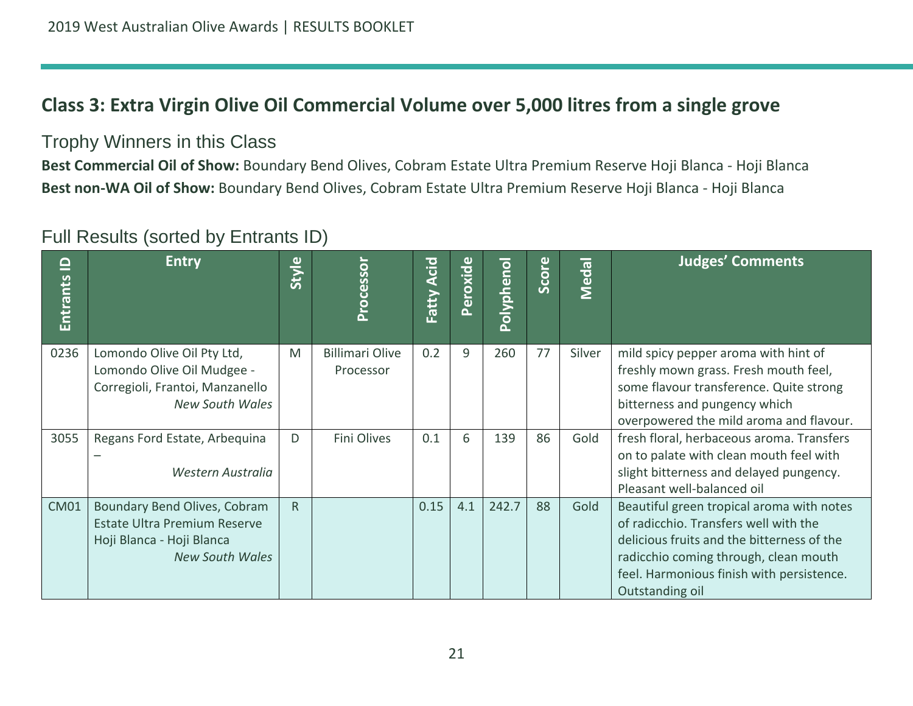## Class 3: Extra Virgin Olive Oil Commercial Volume over 5,000 litres from a single grove

### Trophy Winners in this Class

**Best Commercial Oil of Show:** Boundary Bend Olives, Cobram Estate Ultra Premium Reserve Hoji Blanca - Hoji Blanca

**Best non-WA Oil of Show:** Boundary Bend Olives, Cobram Estate Ultra Premium Reserve Hoji Blanca - Hoji Blanca

### Full Results (sorted by Entrants ID)

| Entrants ID | Entry | Style | Processor | Fatty Acid | Peroxide | Polyphenol | Score | Medal | Judges' Comments |
|---|---|---|---|---|---|---|---|---|---|
| 0236 | Lomondo Olive Oil Pty Ltd, Lomondo Olive Oil Mudgee - Corregioli, Frantoi, Manzanello *New South Wales* | M | Billimari Olive Processor | 0.2 | 9 | 260 | 77 | Silver | mild spicy pepper aroma with hint of freshly mown grass. Fresh mouth feel, some flavour transference. Quite strong bitterness and pungency which overpowered the mild aroma and flavour. |
| 3055 | Regans Ford Estate, Arbequina – *Western Australia* | D | Fini Olives | 0.1 | 6 | 139 | 86 | Gold | fresh floral, herbaceous aroma. Transfers on to palate with clean mouth feel with slight bitterness and delayed pungency. Pleasant well-balanced oil |
| CM01 | Boundary Bend Olives, Cobram Estate Ultra Premium Reserve Hoji Blanca - Hoji Blanca *New South Wales* | R | | 0.15 | 4.1 | 242.7 | 88 | Gold | Beautiful green tropical aroma with notes of radicchio. Transfers well with the delicious fruits and the bitterness of the radicchio coming through, clean mouth feel. Harmonious finish with persistence. Outstanding oil |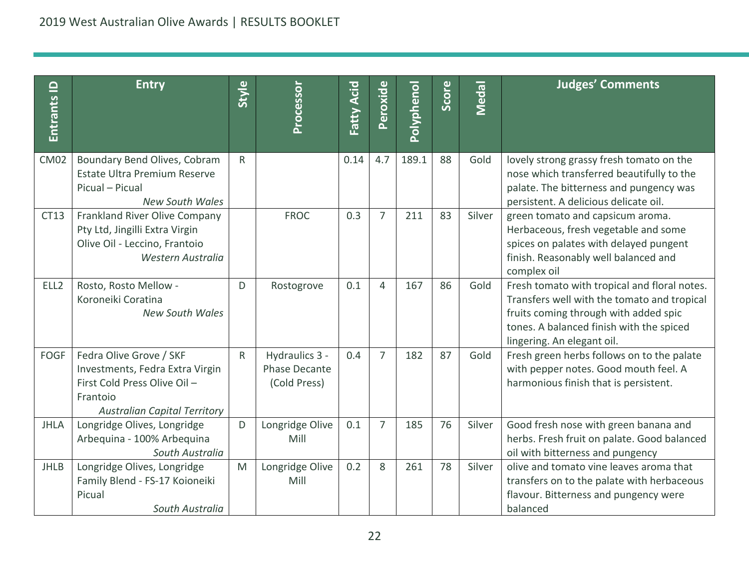| Entrants ID | Entry | Style | Processor | Fatty Acid | Peroxide | Polyphenol | Score | Medal | Judges' Comments |
|---|---|---|---|---|---|---|---|---|---|
| CM02 | Boundary Bend Olives, Cobram Estate Ultra Premium Reserve Picual – Picual *New South Wales* | R | | 0.14 | 4.7 | 189.1 | 88 | Gold | lovely strong grassy fresh tomato on the nose which transferred beautifully to the palate. The bitterness and pungency was persistent. A delicious delicate oil. |
| CT13 | Frankland River Olive Company Pty Ltd, Jingilli Extra Virgin Olive Oil - Leccino, Frantoio *Western Australia* | | FROC | 0.3 | 7 | 211 | 83 | Silver | green tomato and capsicum aroma. Herbaceous, fresh vegetable and some spices on palates with delayed pungent finish. Reasonably well balanced and complex oil |
| ELL2 | Rosto, Rosto Mellow - Koroneiki Coratina *New South Wales* | D | Rostogrove | 0.1 | 4 | 167 | 86 | Gold | Fresh tomato with tropical and floral notes. Transfers well with the tomato and tropical fruits coming through with added spic tones. A balanced finish with the spiced lingering. An elegant oil. |
| FOGF | Fedra Olive Grove / SKF Investments, Fedra Extra Virgin First Cold Press Olive Oil – Frantoio *Australian Capital Territory* | R | Hydraulics 3 - Phase Decante (Cold Press) | 0.4 | 7 | 182 | 87 | Gold | Fresh green herbs follows on to the palate with pepper notes. Good mouth feel. A harmonious finish that is persistent. |
| JHLA | Longridge Olives, Longridge Arbequina - 100% Arbequina *South Australia* | D | Longridge Olive Mill | 0.1 | 7 | 185 | 76 | Silver | Good fresh nose with green banana and herbs. Fresh fruit on palate. Good balanced oil with bitterness and pungency |
| JHLB | Longridge Olives, Longridge Family Blend - FS-17 Koioneiki Picual *South Australia* | M | Longridge Olive Mill | 0.2 | 8 | 261 | 78 | Silver | olive and tomato vine leaves aroma that transfers on to the palate with herbaceous flavour. Bitterness and pungency were balanced |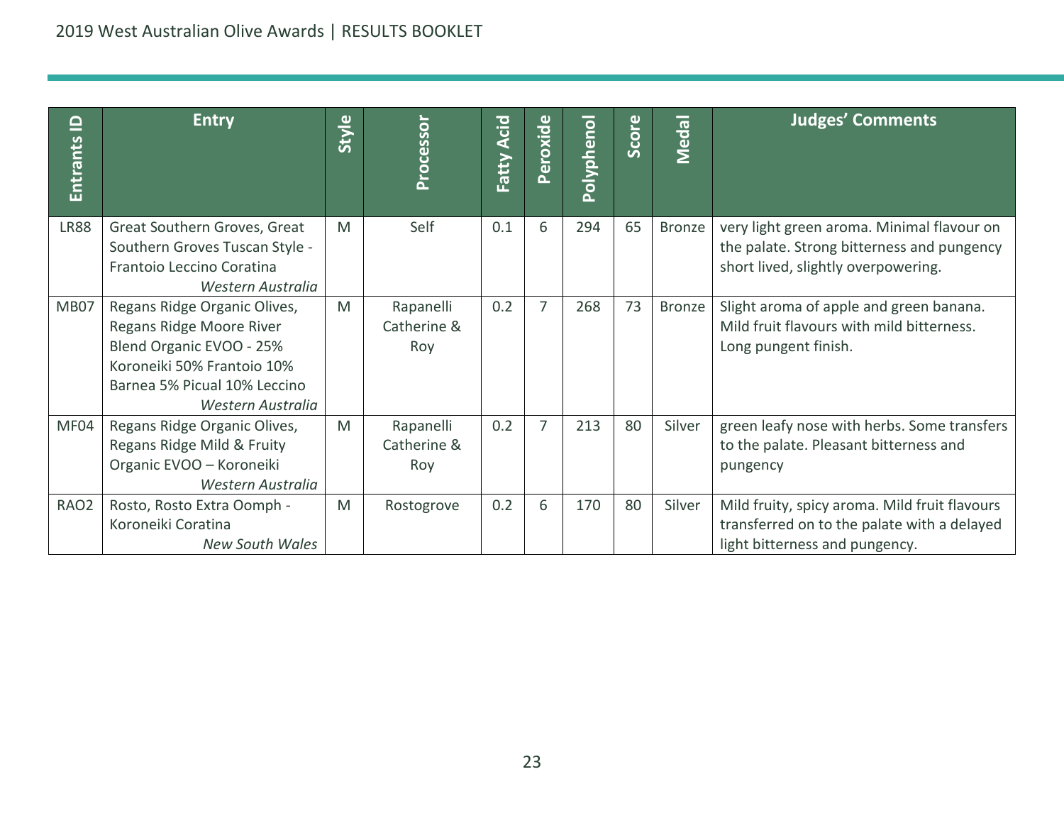| Entrants ID | Entry | Style | Processor | Fatty Acid | Peroxide | Polyphenol | Score | Medal | Judges' Comments |
|---|---|---|---|---|---|---|---|---|---|
| LR88 | Great Southern Groves, Great Southern Groves Tuscan Style - Frantoio Leccino Coratina *Western Australia* | M | Self | 0.1 | 6 | 294 | 65 | Bronze | very light green aroma. Minimal flavour on the palate. Strong bitterness and pungency short lived, slightly overpowering. |
| MB07 | Regans Ridge Organic Olives, Regans Ridge Moore River Blend Organic EVOO - 25% Koroneiki 50% Frantoio 10% Barnea 5% Picual 10% Leccino *Western Australia* | M | Rapanelli Catherine & Roy | 0.2 | 7 | 268 | 73 | Bronze | Slight aroma of apple and green banana. Mild fruit flavours with mild bitterness. Long pungent finish. |
| MF04 | Regans Ridge Organic Olives, Regans Ridge Mild & Fruity Organic EVOO – Koroneiki *Western Australia* | M | Rapanelli Catherine & Roy | 0.2 | 7 | 213 | 80 | Silver | green leafy nose with herbs. Some transfers to the palate. Pleasant bitterness and pungency |
| RAO2 | Rosto, Rosto Extra Oomph - Koroneiki Coratina *New South Wales* | M | Rostogrove | 0.2 | 6 | 170 | 80 | Silver | Mild fruity, spicy aroma. Mild fruit flavours transferred on to the palate with a delayed light bitterness and pungency. |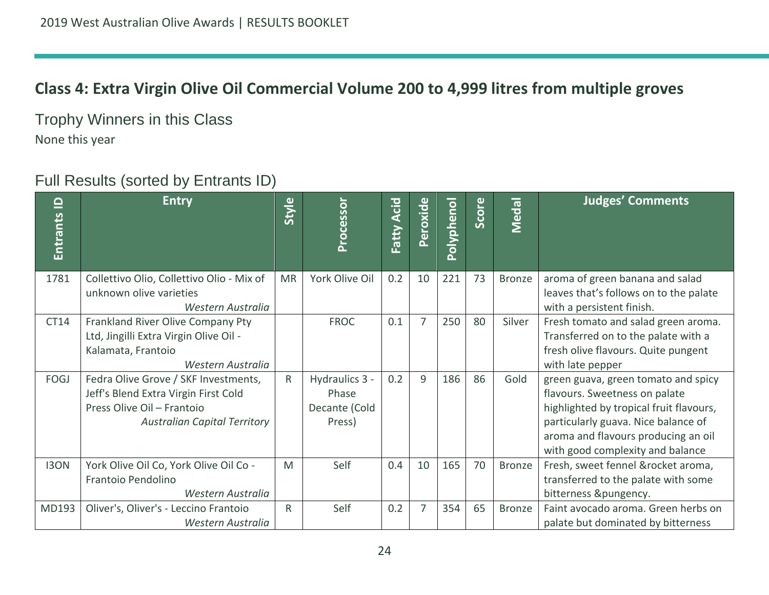## Class 4: Extra Virgin Olive Oil Commercial Volume 200 to 4,999 litres from multiple groves

### Trophy Winners in this Class

None this year

### Full Results (sorted by Entrants ID)

| Entrants ID | Entry | Style | Processor | Fatty Acid | Peroxide | Polyphenol | Score | Medal | Judges' Comments |
|---|---|---|---|---|---|---|---|---|---|
| 1781 | Collettivo Olio, Collettivo Olio - Mix of unknown olive varieties *Western Australia* | MR | York Olive Oil | 0.2 | 10 | 221 | 73 | Bronze | aroma of green banana and salad leaves that's follows on to the palate with a persistent finish. |
| CT14 | Frankland River Olive Company Pty Ltd, Jingilli Extra Virgin Olive Oil - Kalamata, Frantoio *Western Australia* | | FROC | 0.1 | 7 | 250 | 80 | Silver | Fresh tomato and salad green aroma. Transferred on to the palate with a fresh olive flavours. Quite pungent with late pepper |
| FOGJ | Fedra Olive Grove / SKF Investments, Jeff's Blend Extra Virgin First Cold Press Olive Oil – Frantoio *Australian Capital Territory* | R | Hydraulics 3 - Phase Decante (Cold Press) | 0.2 | 9 | 186 | 86 | Gold | green guava, green tomato and spicy flavours. Sweetness on palate highlighted by tropical fruit flavours, particularly guava. Nice balance of aroma and flavours producing an oil with good complexity and balance |
| I3ON | York Olive Oil Co, York Olive Oil Co - Frantoio Pendolino *Western Australia* | M | Self | 0.4 | 10 | 165 | 70 | Bronze | Fresh, sweet fennel &rocket aroma, transferred to the palate with some bitterness &pungency. |
| MD193 | Oliver's, Oliver's - Leccino Frantoio *Western Australia* | R | Self | 0.2 | 7 | 354 | 65 | Bronze | Faint avocado aroma. Green herbs on palate but dominated by bitterness |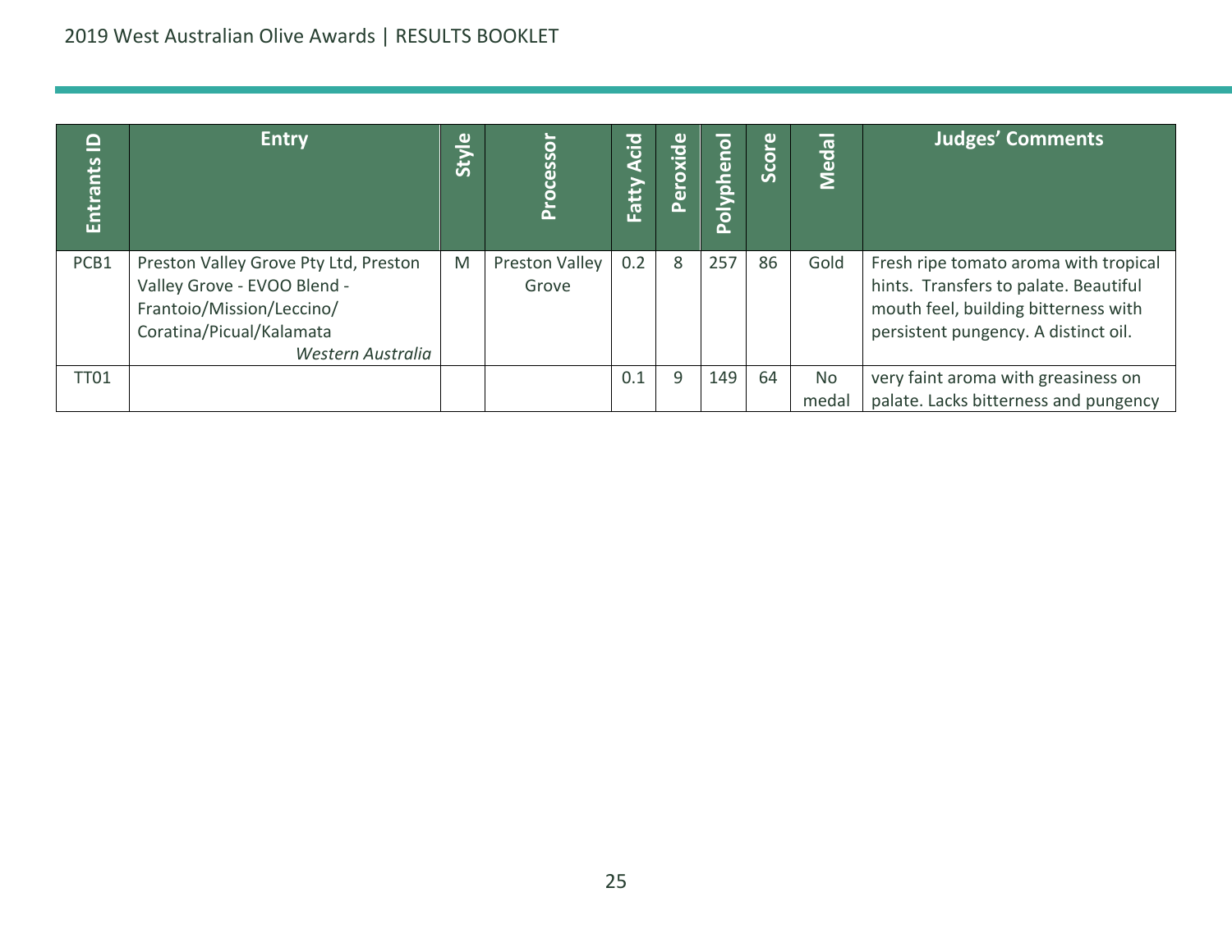| Entrants ID | Entry | Style | Processor | Fatty Acid | Peroxide | Polyphenol | Score | Medal | Judges' Comments |
|---|---|---|---|---|---|---|---|---|---|
| PCB1 | Preston Valley Grove Pty Ltd, Preston Valley Grove - EVOO Blend - Frantoio/Mission/Leccino/ Coratina/Picual/Kalamata *Western Australia* | M | Preston Valley Grove | 0.2 | 8 | 257 | 86 | Gold | Fresh ripe tomato aroma with tropical hints. Transfers to palate. Beautiful mouth feel, building bitterness with persistent pungency. A distinct oil. |
| TT01 | | | | 0.1 | 9 | 149 | 64 | No medal | very faint aroma with greasiness on palate. Lacks bitterness and pungency |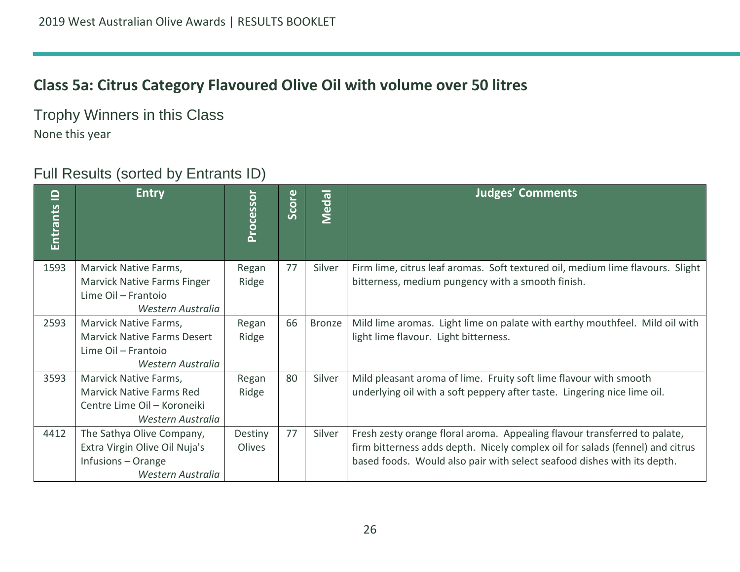## Class 5a: Citrus Category Flavoured Olive Oil with volume over 50 litres

### Trophy Winners in this Class

None this year

### Full Results (sorted by Entrants ID)

| Entrants ID | Entry | Processor | Score | Medal | Judges' Comments |
|---|---|---|---|---|---|
| 1593 | Marvick Native Farms, Marvick Native Farms Finger Lime Oil – Frantoio *Western Australia* | Regan Ridge | 77 | Silver | Firm lime, citrus leaf aromas. Soft textured oil, medium lime flavours. Slight bitterness, medium pungency with a smooth finish. |
| 2593 | Marvick Native Farms, Marvick Native Farms Desert Lime Oil – Frantoio *Western Australia* | Regan Ridge | 66 | Bronze | Mild lime aromas. Light lime on palate with earthy mouthfeel. Mild oil with light lime flavour. Light bitterness. |
| 3593 | Marvick Native Farms, Marvick Native Farms Red Centre Lime Oil – Koroneiki *Western Australia* | Regan Ridge | 80 | Silver | Mild pleasant aroma of lime. Fruity soft lime flavour with smooth underlying oil with a soft peppery after taste. Lingering nice lime oil. |
| 4412 | The Sathya Olive Company, Extra Virgin Olive Oil Nuja's Infusions – Orange *Western Australia* | Destiny Olives | 77 | Silver | Fresh zesty orange floral aroma. Appealing flavour transferred to palate, firm bitterness adds depth. Nicely complex oil for salads (fennel) and citrus based foods. Would also pair with select seafood dishes with its depth. |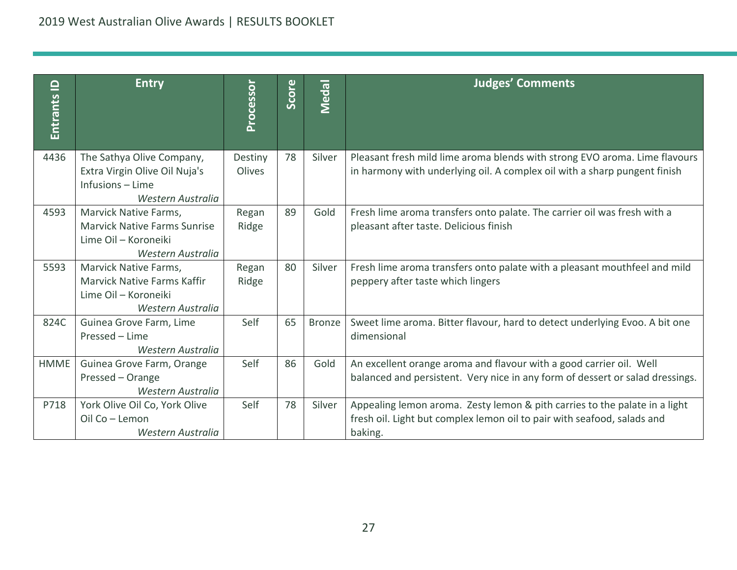| Entrants ID | Entry | Processor | Score | Medal | Judges' Comments |
|---|---|---|---|---|---|
| 4436 | The Sathya Olive Company, Extra Virgin Olive Oil Nuja's Infusions – Lime *Western Australia* | Destiny Olives | 78 | Silver | Pleasant fresh mild lime aroma blends with strong EVO aroma. Lime flavours in harmony with underlying oil. A complex oil with a sharp pungent finish |
| 4593 | Marvick Native Farms, Marvick Native Farms Sunrise Lime Oil – Koroneiki *Western Australia* | Regan Ridge | 89 | Gold | Fresh lime aroma transfers onto palate. The carrier oil was fresh with a pleasant after taste. Delicious finish |
| 5593 | Marvick Native Farms, Marvick Native Farms Kaffir Lime Oil – Koroneiki *Western Australia* | Regan Ridge | 80 | Silver | Fresh lime aroma transfers onto palate with a pleasant mouthfeel and mild peppery after taste which lingers |
| 824C | Guinea Grove Farm, Lime Pressed – Lime *Western Australia* | Self | 65 | Bronze | Sweet lime aroma. Bitter flavour, hard to detect underlying Evoo. A bit one dimensional |
| HMME | Guinea Grove Farm, Orange Pressed – Orange *Western Australia* | Self | 86 | Gold | An excellent orange aroma and flavour with a good carrier oil. Well balanced and persistent. Very nice in any form of dessert or salad dressings. |
| P718 | York Olive Oil Co, York Olive Oil Co – Lemon *Western Australia* | Self | 78 | Silver | Appealing lemon aroma. Zesty lemon & pith carries to the palate in a light fresh oil. Light but complex lemon oil to pair with seafood, salads and baking. |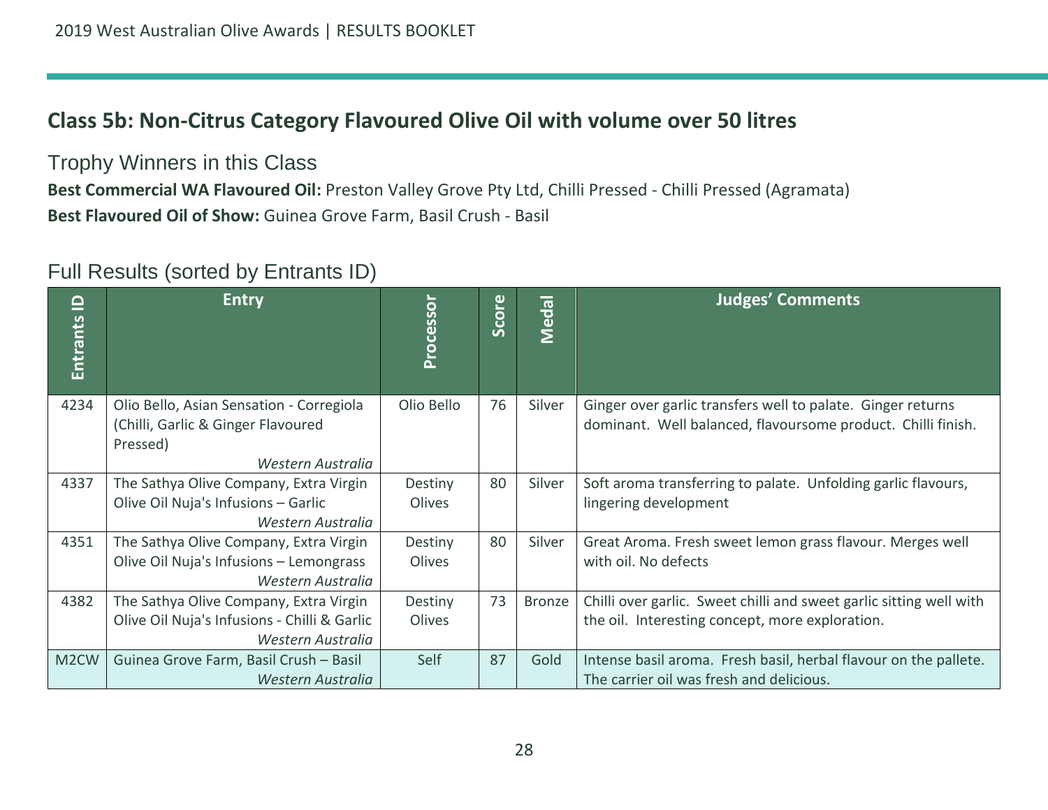## Class 5b: Non-Citrus Category Flavoured Olive Oil with volume over 50 litres

### Trophy Winners in this Class

**Best Commercial WA Flavoured Oil:** Preston Valley Grove Pty Ltd, Chilli Pressed - Chilli Pressed (Agramata)

**Best Flavoured Oil of Show:** Guinea Grove Farm, Basil Crush - Basil

### Full Results (sorted by Entrants ID)

| Entrants ID | Entry | Processor | Score | Medal | Judges' Comments |
|---|---|---|---|---|---|
| 4234 | Olio Bello, Asian Sensation - Corregiola (Chilli, Garlic & Ginger Flavoured Pressed) *Western Australia* | Olio Bello | 76 | Silver | Ginger over garlic transfers well to palate. Ginger returns dominant. Well balanced, flavoursome product. Chilli finish. |
| 4337 | The Sathya Olive Company, Extra Virgin Olive Oil Nuja's Infusions – Garlic *Western Australia* | Destiny Olives | 80 | Silver | Soft aroma transferring to palate. Unfolding garlic flavours, lingering development |
| 4351 | The Sathya Olive Company, Extra Virgin Olive Oil Nuja's Infusions – Lemongrass *Western Australia* | Destiny Olives | 80 | Silver | Great Aroma. Fresh sweet lemon grass flavour. Merges well with oil. No defects |
| 4382 | The Sathya Olive Company, Extra Virgin Olive Oil Nuja's Infusions - Chilli & Garlic *Western Australia* | Destiny Olives | 73 | Bronze | Chilli over garlic. Sweet chilli and sweet garlic sitting well with the oil. Interesting concept, more exploration. |
| M2CW | Guinea Grove Farm, Basil Crush – Basil *Western Australia* | Self | 87 | Gold | Intense basil aroma. Fresh basil, herbal flavour on the pallete. The carrier oil was fresh and delicious. |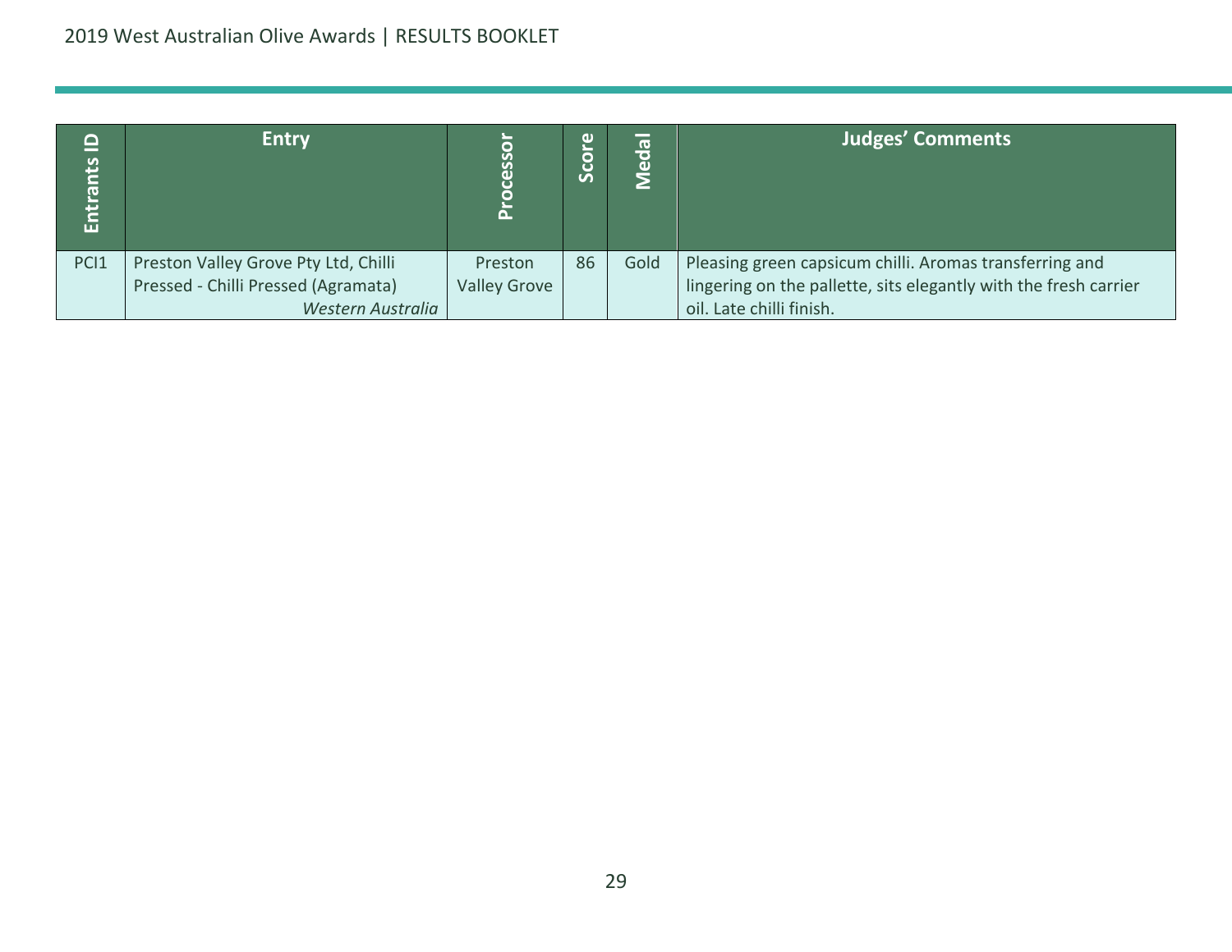| Entrants ID | Entry | Processor | Score | Medal | Judges' Comments |
|---|---|---|---|---|---|
| PCI1 | Preston Valley Grove Pty Ltd, Chilli Pressed - Chilli Pressed (Agramata) *Western Australia* | Preston Valley Grove | 86 | Gold | Pleasing green capsicum chilli. Aromas transferring and lingering on the pallette, sits elegantly with the fresh carrier oil. Late chilli finish. |